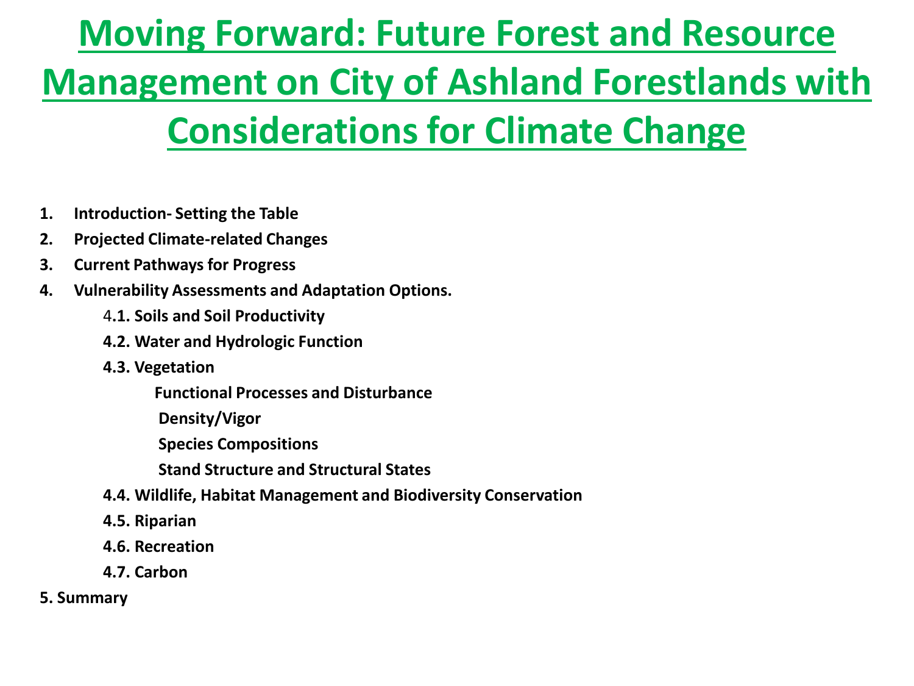# Moving Forward: Future Forest and Resource Management on City of Ashland Forestlands with Considerations for Climate Change

1. **Introduction- Setting the Table**
2. **Projected Climate-related Changes**
3. **Current Pathways for Progress**
4. **Vulnerability Assessments and Adaptation Options.**
   - **4.1. Soils and Soil Productivity**
   - **4.2. Water and Hydrologic Function**
   - **4.3. Vegetation**
     - **Functional Processes and Disturbance**
     - **Density/Vigor**
     - **Species Compositions**
     - **Stand Structure and Structural States**
   - **4.4. Wildlife, Habitat Management and Biodiversity Conservation**
   - **4.5. Riparian**
   - **4.6. Recreation**
   - **4.7. Carbon**
5. **Summary**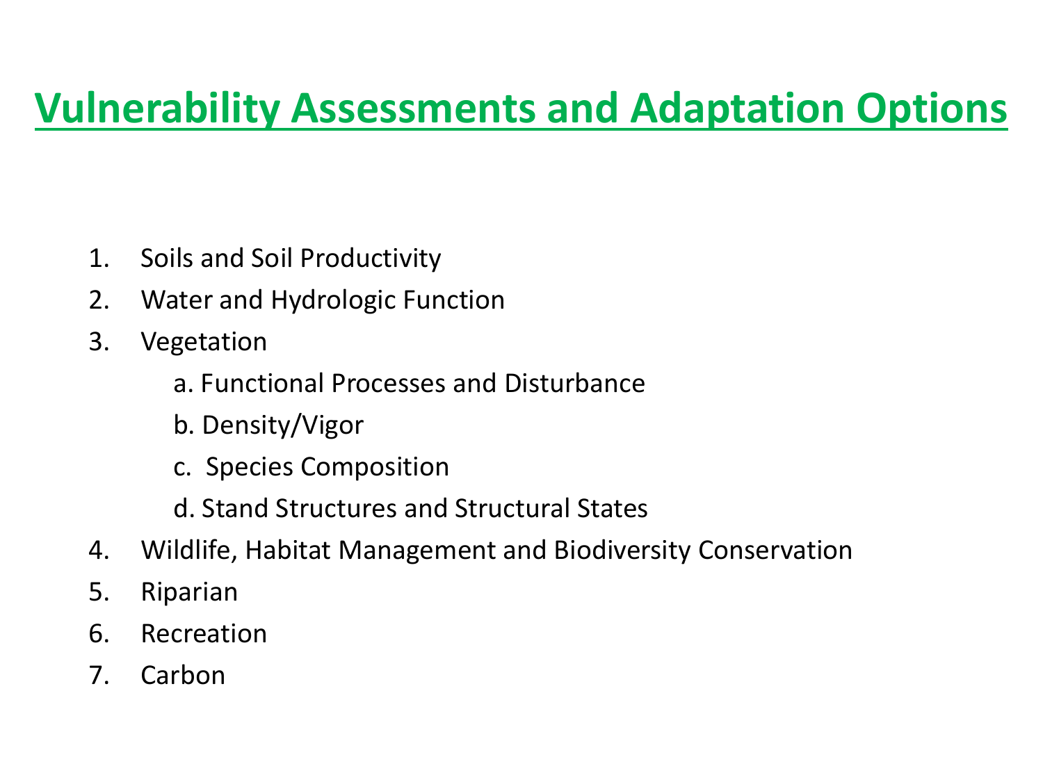# Vulnerability Assessments and Adaptation Options

1. Soils and Soil Productivity
2. Water and Hydrologic Function
3. Vegetation
   a. Functional Processes and Disturbance
   b. Density/Vigor
   c. Species Composition
   d. Stand Structures and Structural States
4. Wildlife, Habitat Management and Biodiversity Conservation
5. Riparian
6. Recreation
7. Carbon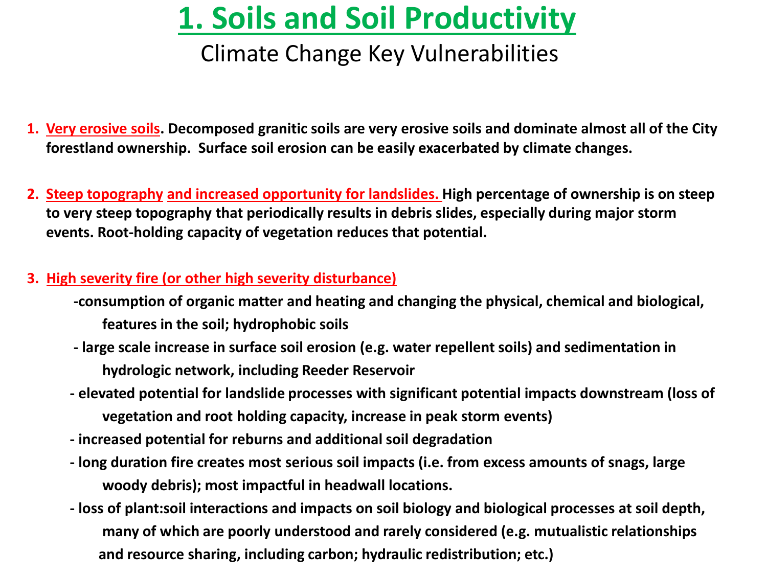# 1. Soils and Soil Productivity

## Climate Change Key Vulnerabilities

1. **Very erosive soils. Decomposed granitic soils are very erosive soils and dominate almost all of the City forestland ownership. Surface soil erosion can be easily exacerbated by climate changes.**

2. **Steep topography and increased opportunity for landslides. High percentage of ownership is on steep to very steep topography that periodically results in debris slides, especially during major storm events. Root-holding capacity of vegetation reduces that potential.**

3. **High severity fire (or other high severity disturbance)**
   - **consumption of organic matter and heating and changing the physical, chemical and biological, features in the soil; hydrophobic soils**
   - **large scale increase in surface soil erosion (e.g. water repellent soils) and sedimentation in hydrologic network, including Reeder Reservoir**
   - **elevated potential for landslide processes with significant potential impacts downstream (loss of vegetation and root holding capacity, increase in peak storm events)**
   - **increased potential for reburns and additional soil degradation**
   - **long duration fire creates most serious soil impacts (i.e. from excess amounts of snags, large woody debris); most impactful in headwall locations.**
   - **loss of plant:soil interactions and impacts on soil biology and biological processes at soil depth, many of which are poorly understood and rarely considered (e.g. mutualistic relationships and resource sharing, including carbon; hydraulic redistribution; etc.)**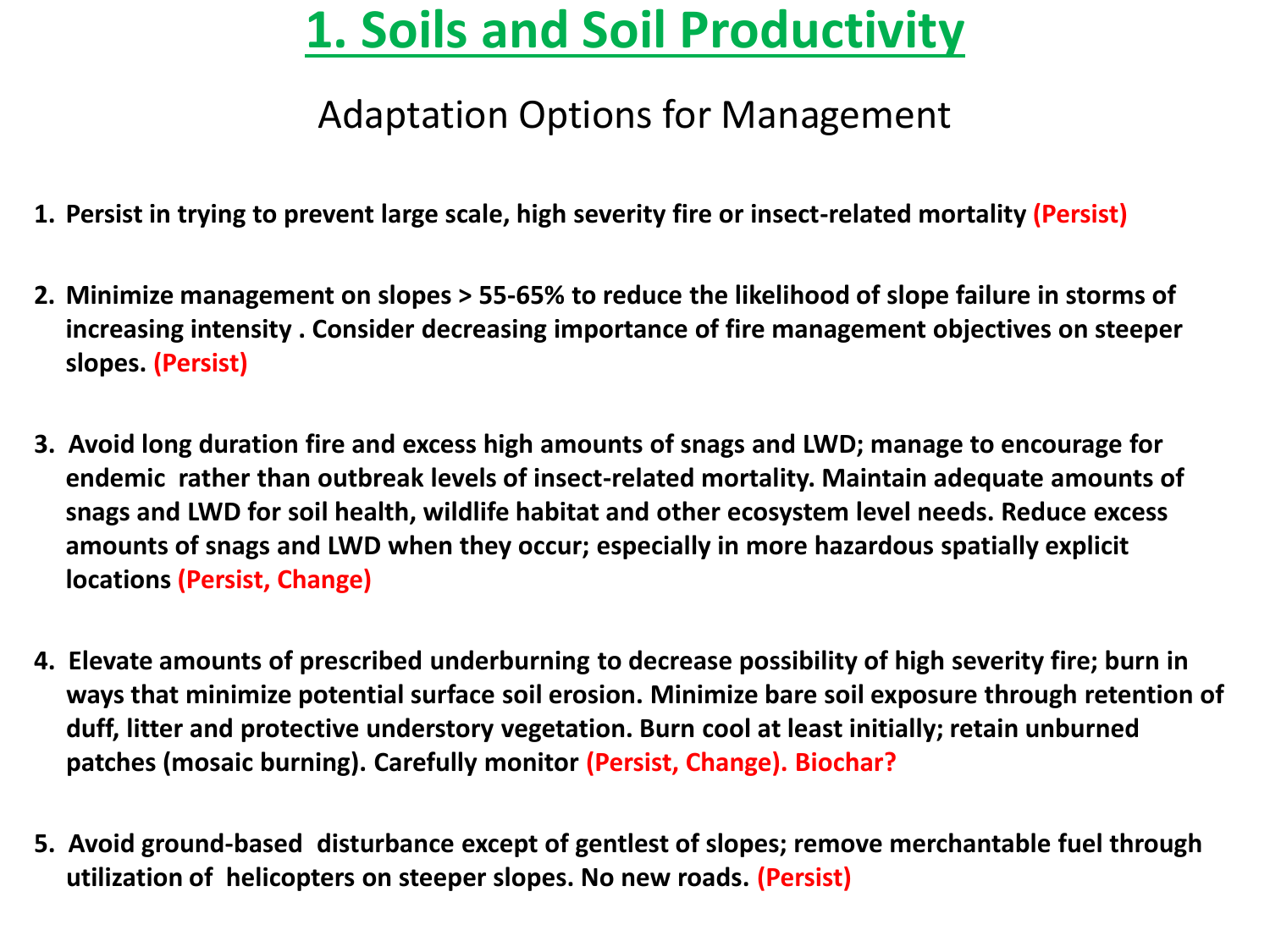# 1. Soils and Soil Productivity

## Adaptation Options for Management

1. **Persist in trying to prevent large scale, high severity fire or insect-related mortality (Persist)**

2. **Minimize management on slopes > 55-65% to reduce the likelihood of slope failure in storms of increasing intensity . Consider decreasing importance of fire management objectives on steeper slopes. (Persist)**

3. **Avoid long duration fire and excess high amounts of snags and LWD; manage to encourage for endemic rather than outbreak levels of insect-related mortality. Maintain adequate amounts of snags and LWD for soil health, wildlife habitat and other ecosystem level needs. Reduce excess amounts of snags and LWD when they occur; especially in more hazardous spatially explicit locations (Persist, Change)**

4. **Elevate amounts of prescribed underburning to decrease possibility of high severity fire; burn in ways that minimize potential surface soil erosion. Minimize bare soil exposure through retention of duff, litter and protective understory vegetation. Burn cool at least initially; retain unburned patches (mosaic burning). Carefully monitor (Persist, Change). Biochar?**

5. **Avoid ground-based disturbance except of gentlest of slopes; remove merchantable fuel through utilization of helicopters on steeper slopes. No new roads. (Persist)**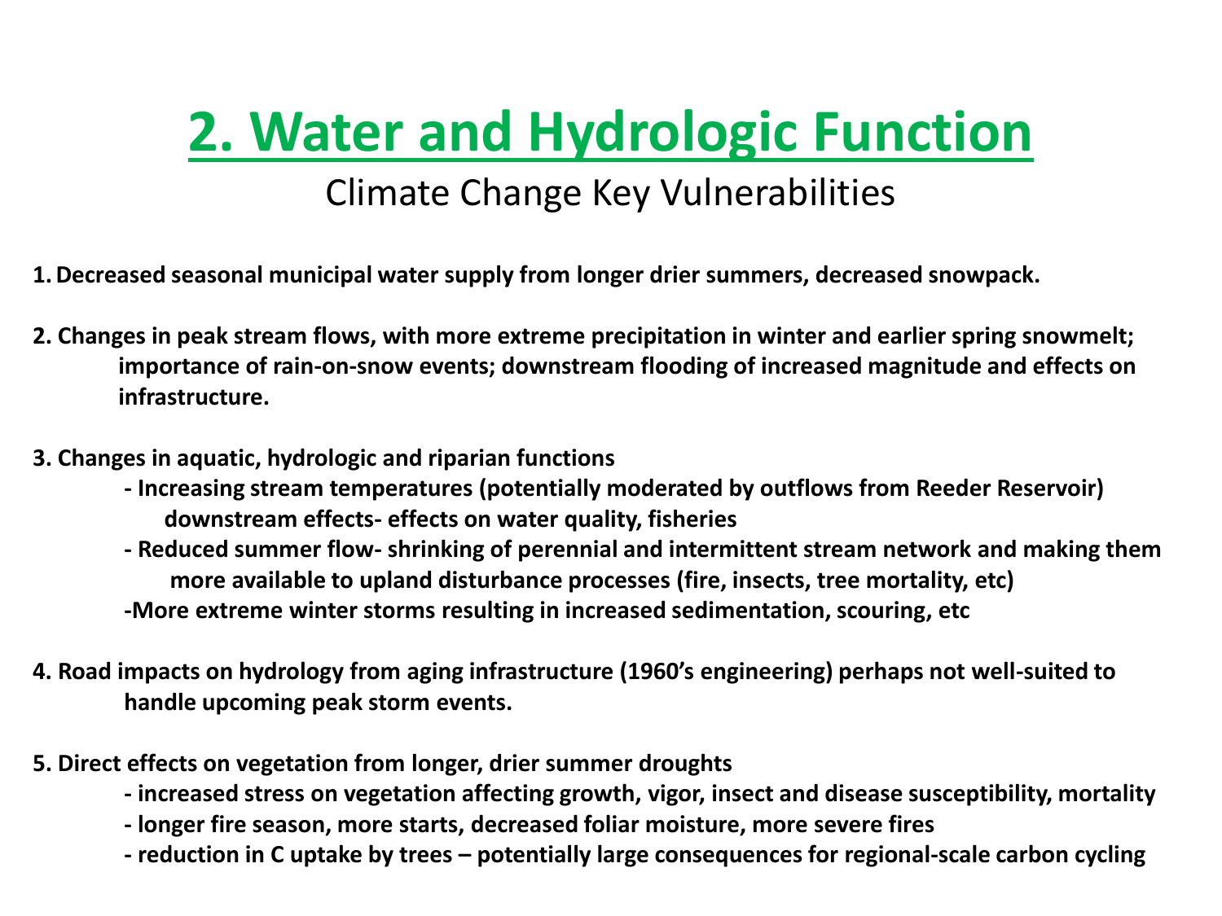# 2. Water and Hydrologic Function

## Climate Change Key Vulnerabilities

1. **Decreased seasonal municipal water supply from longer drier summers, decreased snowpack.**

2. **Changes in peak stream flows, with more extreme precipitation in winter and earlier spring snowmelt; importance of rain-on-snow events; downstream flooding of increased magnitude and effects on infrastructure.**

3. **Changes in aquatic, hydrologic and riparian functions**
   - **Increasing stream temperatures (potentially moderated by outflows from Reeder Reservoir) downstream effects- effects on water quality, fisheries**
   - **Reduced summer flow- shrinking of perennial and intermittent stream network and making them more available to upland disturbance processes (fire, insects, tree mortality, etc)**
   - **More extreme winter storms resulting in increased sedimentation, scouring, etc**

4. **Road impacts on hydrology from aging infrastructure (1960's engineering) perhaps not well-suited to handle upcoming peak storm events.**

5. **Direct effects on vegetation from longer, drier summer droughts**
   - **increased stress on vegetation affecting growth, vigor, insect and disease susceptibility, mortality**
   - **longer fire season, more starts, decreased foliar moisture, more severe fires**
   - **reduction in C uptake by trees – potentially large consequences for regional-scale carbon cycling**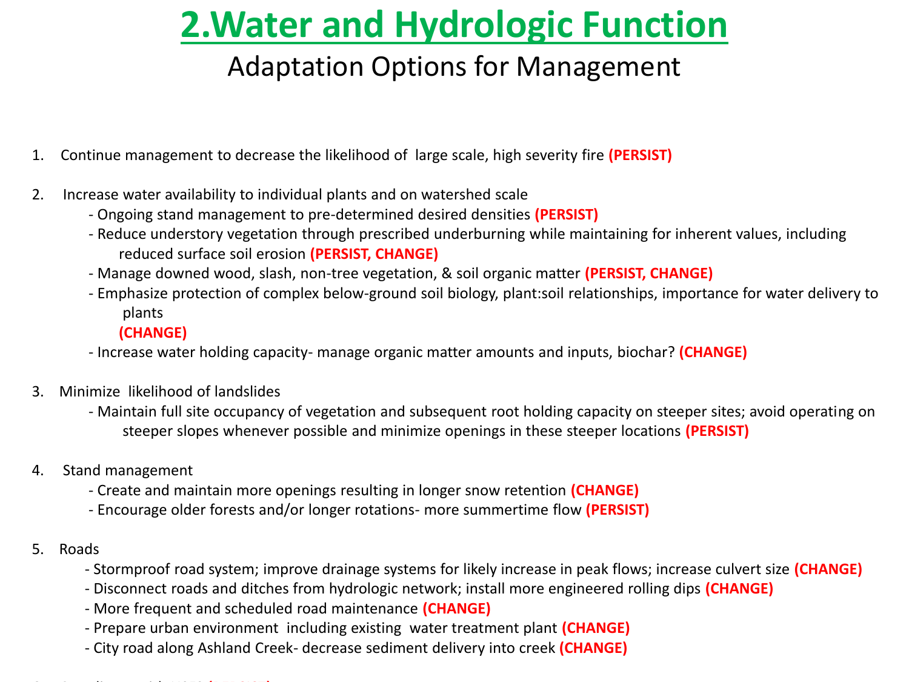# 2.Water and Hydrologic Function

## Adaptation Options for Management

1. Continue management to decrease the likelihood of large scale, high severity fire **(PERSIST)**

2. Increase water availability to individual plants and on watershed scale
   - Ongoing stand management to pre-determined desired densities **(PERSIST)**
   - Reduce understory vegetation through prescribed underburning while maintaining for inherent values, including reduced surface soil erosion **(PERSIST, CHANGE)**
   - Manage downed wood, slash, non-tree vegetation, & soil organic matter **(PERSIST, CHANGE)**
   - Emphasize protection of complex below-ground soil biology, plant:soil relationships, importance for water delivery to plants **(CHANGE)**
   - Increase water holding capacity- manage organic matter amounts and inputs, biochar? **(CHANGE)**

3. Minimize likelihood of landslides
   - Maintain full site occupancy of vegetation and subsequent root holding capacity on steeper sites; avoid operating on steeper slopes whenever possible and minimize openings in these steeper locations **(PERSIST)**

4. Stand management
   - Create and maintain more openings resulting in longer snow retention **(CHANGE)**
   - Encourage older forests and/or longer rotations- more summertime flow **(PERSIST)**

5. Roads
   - Stormproof road system; improve drainage systems for likely increase in peak flows; increase culvert size **(CHANGE)**
   - Disconnect roads and ditches from hydrologic network; install more engineered rolling dips **(CHANGE)**
   - More frequent and scheduled road maintenance **(CHANGE)**
   - Prepare urban environment including existing water treatment plant **(CHANGE)**
   - City road along Ashland Creek- decrease sediment delivery into creek **(CHANGE)**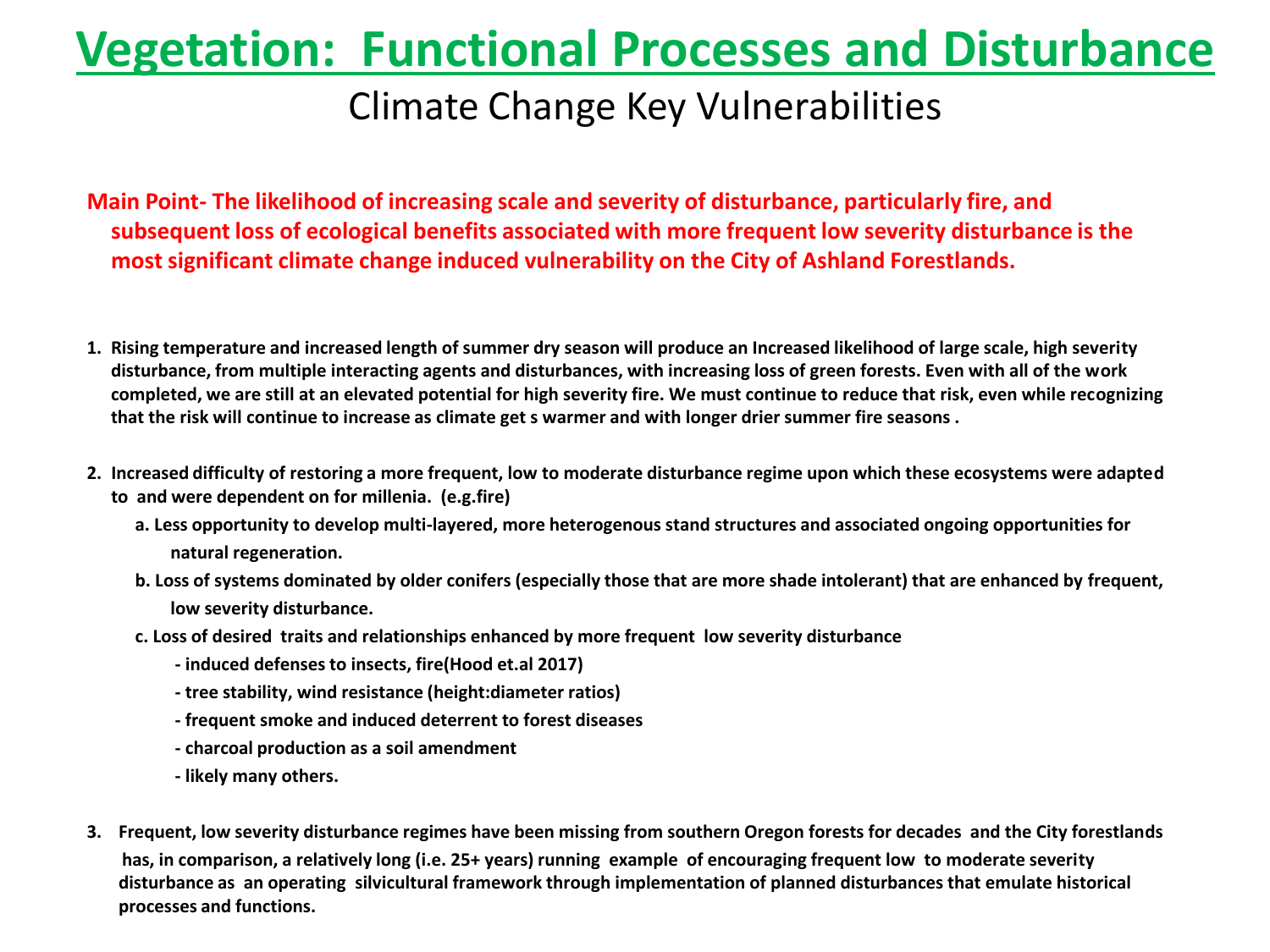# Vegetation: Functional Processes and Disturbance

## Climate Change Key Vulnerabilities

**Main Point- The likelihood of increasing scale and severity of disturbance, particularly fire, and subsequent loss of ecological benefits associated with more frequent low severity disturbance is the most significant climate change induced vulnerability on the City of Ashland Forestlands.**

1. **Rising temperature and increased length of summer dry season will produce an Increased likelihood of large scale, high severity disturbance, from multiple interacting agents and disturbances, with increasing loss of green forests. Even with all of the work completed, we are still at an elevated potential for high severity fire. We must continue to reduce that risk, even while recognizing that the risk will continue to increase as climate get s warmer and with longer drier summer fire seasons .**

2. **Increased difficulty of restoring a more frequent, low to moderate disturbance regime upon which these ecosystems were adapted to and were dependent on for millenia. (e.g.fire)**
   - **a. Less opportunity to develop multi-layered, more heterogenous stand structures and associated ongoing opportunities for natural regeneration.**
   - **b. Loss of systems dominated by older conifers (especially those that are more shade intolerant) that are enhanced by frequent, low severity disturbance.**
   - **c. Loss of desired traits and relationships enhanced by more frequent low severity disturbance**
     - **induced defenses to insects, fire(Hood et.al 2017)**
     - **tree stability, wind resistance (height:diameter ratios)**
     - **frequent smoke and induced deterrent to forest diseases**
     - **charcoal production as a soil amendment**
     - **likely many others.**

3. **Frequent, low severity disturbance regimes have been missing from southern Oregon forests for decades and the City forestlands has, in comparison, a relatively long (i.e. 25+ years) running example of encouraging frequent low to moderate severity disturbance as an operating silvicultural framework through implementation of planned disturbances that emulate historical processes and functions.**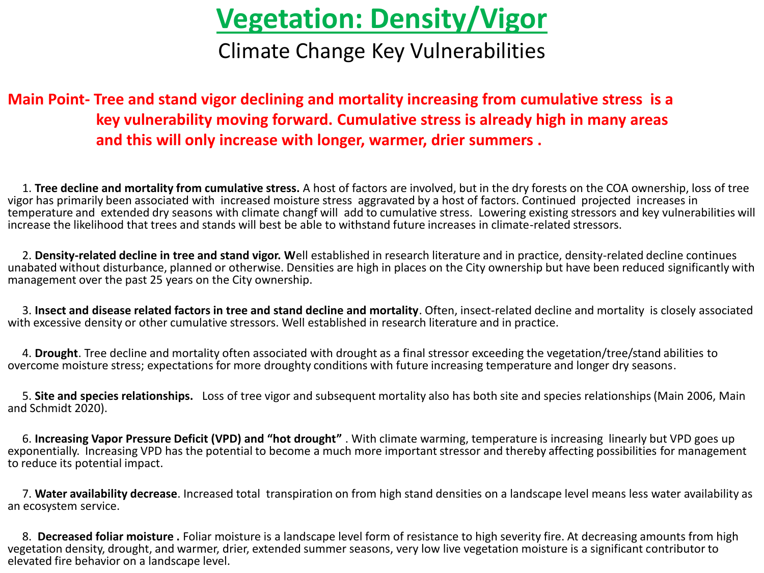# Vegetation: Density/Vigor

## Climate Change Key Vulnerabilities

**Main Point- Tree and stand vigor declining and mortality increasing from cumulative stress is a key vulnerability moving forward. Cumulative stress is already high in many areas and this will only increase with longer, warmer, drier summers .**

1. **Tree decline and mortality from cumulative stress.** A host of factors are involved, but in the dry forests on the COA ownership, loss of tree vigor has primarily been associated with increased moisture stress aggravated by a host of factors. Continued projected increases in temperature and extended dry seasons with climate changf will add to cumulative stress. Lowering existing stressors and key vulnerabilities will increase the likelihood that trees and stands will best be able to withstand future increases in climate-related stressors.

2. **Density-related decline in tree and stand vigor. W**ell established in research literature and in practice, density-related decline continues unabated without disturbance, planned or otherwise. Densities are high in places on the City ownership but have been reduced significantly with management over the past 25 years on the City ownership.

3. **Insect and disease related factors in tree and stand decline and mortality**. Often, insect-related decline and mortality is closely associated with excessive density or other cumulative stressors. Well established in research literature and in practice.

4. **Drought**. Tree decline and mortality often associated with drought as a final stressor exceeding the vegetation/tree/stand abilities to overcome moisture stress; expectations for more droughty conditions with future increasing temperature and longer dry seasons.

5. **Site and species relationships.** Loss of tree vigor and subsequent mortality also has both site and species relationships (Main 2006, Main and Schmidt 2020).

6. **Increasing Vapor Pressure Deficit (VPD) and "hot drought"** . With climate warming, temperature is increasing linearly but VPD goes up exponentially. Increasing VPD has the potential to become a much more important stressor and thereby affecting possibilities for management to reduce its potential impact.

7. **Water availability decrease**. Increased total transpiration on from high stand densities on a landscape level means less water availability as an ecosystem service.

8. **Decreased foliar moisture .** Foliar moisture is a landscape level form of resistance to high severity fire. At decreasing amounts from high vegetation density, drought, and warmer, drier, extended summer seasons, very low live vegetation moisture is a significant contributor to elevated fire behavior on a landscape level.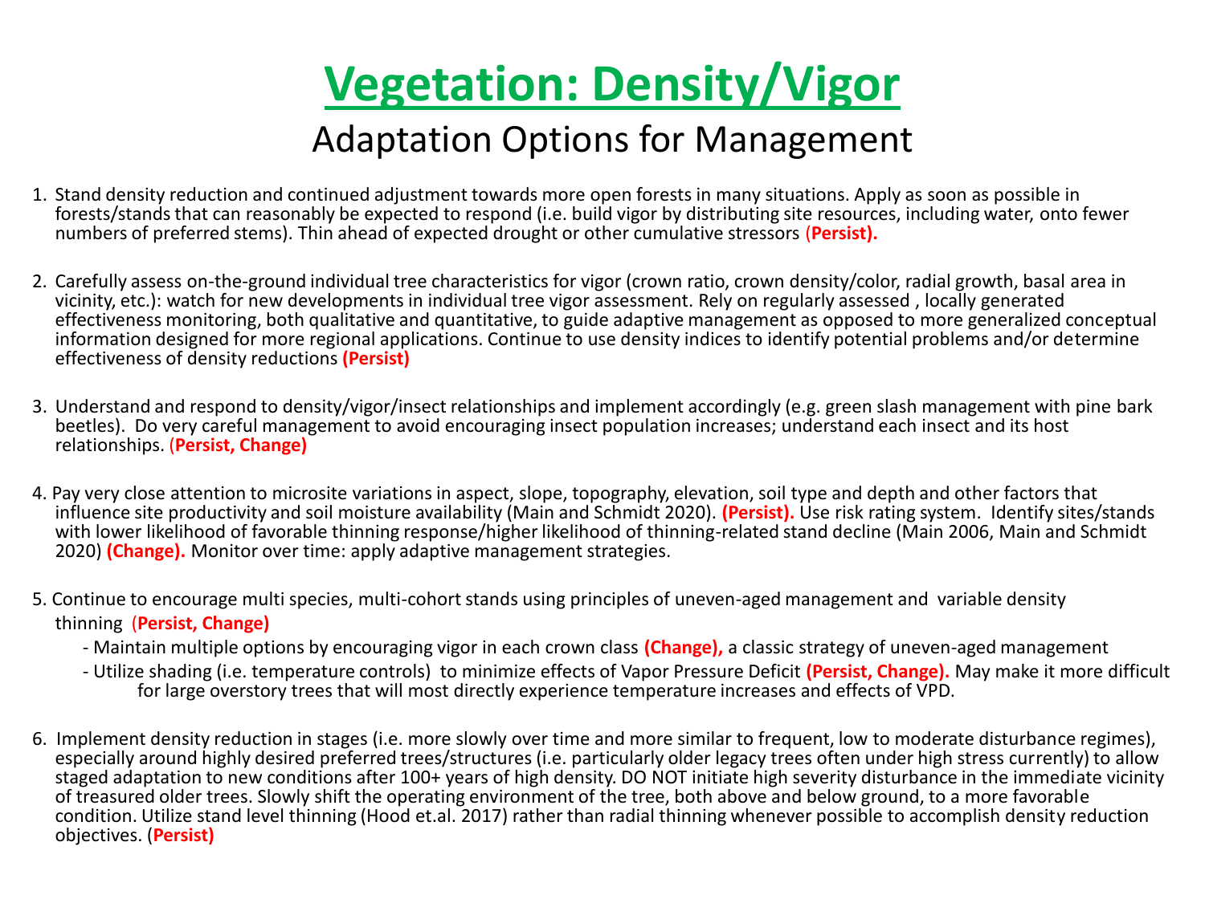# Vegetation: Density/Vigor

## Adaptation Options for Management

1. Stand density reduction and continued adjustment towards more open forests in many situations. Apply as soon as possible in forests/stands that can reasonably be expected to respond (i.e. build vigor by distributing site resources, including water, onto fewer numbers of preferred stems). Thin ahead of expected drought or other cumulative stressors **(Persist).**

2. Carefully assess on-the-ground individual tree characteristics for vigor (crown ratio, crown density/color, radial growth, basal area in vicinity, etc.): watch for new developments in individual tree vigor assessment. Rely on regularly assessed , locally generated effectiveness monitoring, both qualitative and quantitative, to guide adaptive management as opposed to more generalized conceptual information designed for more regional applications. Continue to use density indices to identify potential problems and/or determine effectiveness of density reductions **(Persist)**

3. Understand and respond to density/vigor/insect relationships and implement accordingly (e.g. green slash management with pine bark beetles). Do very careful management to avoid encouraging insect population increases; understand each insect and its host relationships. **(Persist, Change)**

4. Pay very close attention to microsite variations in aspect, slope, topography, elevation, soil type and depth and other factors that influence site productivity and soil moisture availability (Main and Schmidt 2020). **(Persist).** Use risk rating system. Identify sites/stands with lower likelihood of favorable thinning response/higher likelihood of thinning-related stand decline (Main 2006, Main and Schmidt 2020) **(Change).** Monitor over time: apply adaptive management strategies.

5. Continue to encourage multi species, multi-cohort stands using principles of uneven-aged management and variable density thinning **(Persist, Change)**
   - Maintain multiple options by encouraging vigor in each crown class **(Change),** a classic strategy of uneven-aged management
   - Utilize shading (i.e. temperature controls) to minimize effects of Vapor Pressure Deficit **(Persist, Change).** May make it more difficult for large overstory trees that will most directly experience temperature increases and effects of VPD.

6. Implement density reduction in stages (i.e. more slowly over time and more similar to frequent, low to moderate disturbance regimes), especially around highly desired preferred trees/structures (i.e. particularly older legacy trees often under high stress currently) to allow staged adaptation to new conditions after 100+ years of high density. DO NOT initiate high severity disturbance in the immediate vicinity of treasured older trees. Slowly shift the operating environment of the tree, both above and below ground, to a more favorable condition. Utilize stand level thinning (Hood et.al. 2017) rather than radial thinning whenever possible to accomplish density reduction objectives. **(Persist)**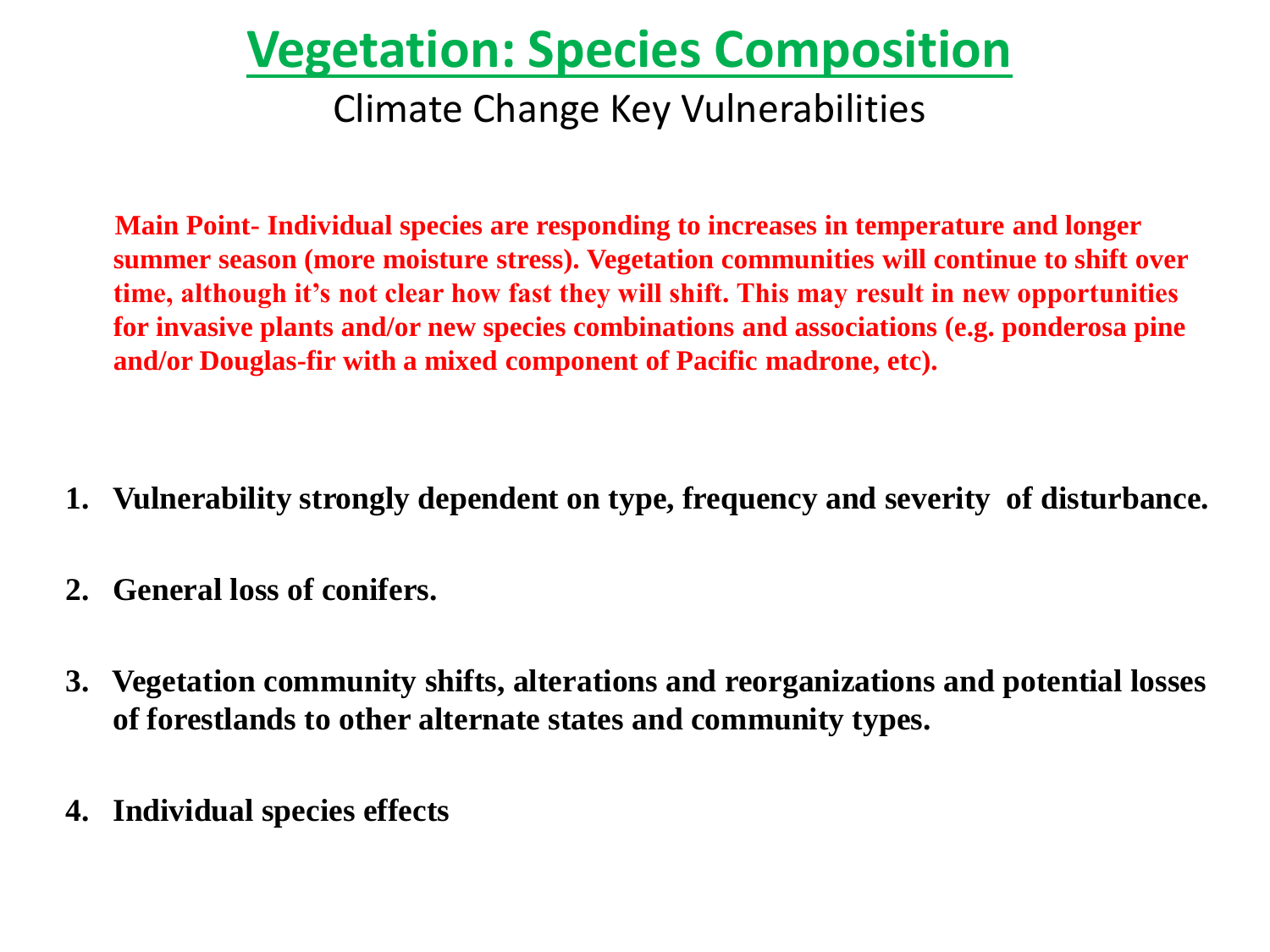# Vegetation: Species Composition

## Climate Change Key Vulnerabilities

**Main Point- Individual species are responding to increases in temperature and longer summer season (more moisture stress). Vegetation communities will continue to shift over time, although it's not clear how fast they will shift. This may result in new opportunities for invasive plants and/or new species combinations and associations (e.g. ponderosa pine and/or Douglas-fir with a mixed component of Pacific madrone, etc).**

1. **Vulnerability strongly dependent on type, frequency and severity of disturbance.**
2. **General loss of conifers.**
3. **Vegetation community shifts, alterations and reorganizations and potential losses of forestlands to other alternate states and community types.**
4. **Individual species effects**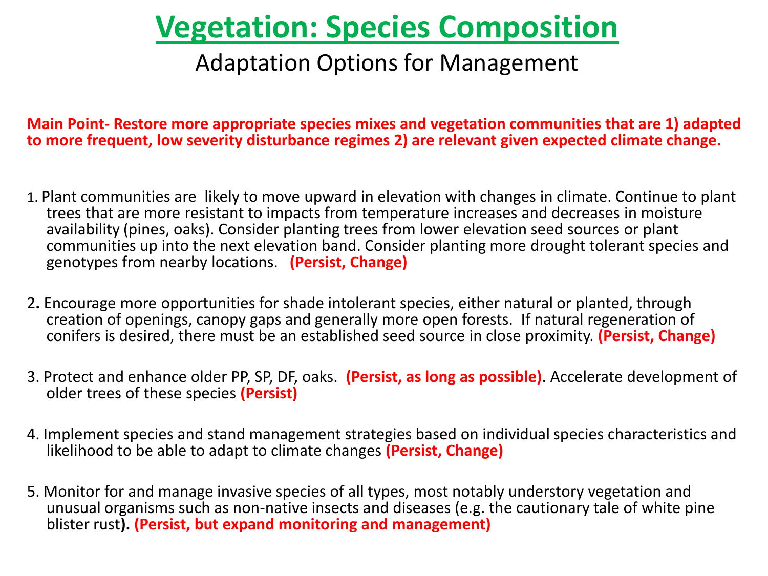# Vegetation: Species Composition

## Adaptation Options for Management

**Main Point- Restore more appropriate species mixes and vegetation communities that are 1) adapted to more frequent, low severity disturbance regimes 2) are relevant given expected climate change.**

1. Plant communities are likely to move upward in elevation with changes in climate. Continue to plant trees that are more resistant to impacts from temperature increases and decreases in moisture availability (pines, oaks). Consider planting trees from lower elevation seed sources or plant communities up into the next elevation band. Consider planting more drought tolerant species and genotypes from nearby locations. **(Persist, Change)**

2. Encourage more opportunities for shade intolerant species, either natural or planted, through creation of openings, canopy gaps and generally more open forests. If natural regeneration of conifers is desired, there must be an established seed source in close proximity. **(Persist, Change)**

3. Protect and enhance older PP, SP, DF, oaks. **(Persist, as long as possible)**. Accelerate development of older trees of these species **(Persist)**

4. Implement species and stand management strategies based on individual species characteristics and likelihood to be able to adapt to climate changes **(Persist, Change)**

5. Monitor for and manage invasive species of all types, most notably understory vegetation and unusual organisms such as non-native insects and diseases (e.g. the cautionary tale of white pine blister rust**). (Persist, but expand monitoring and management)**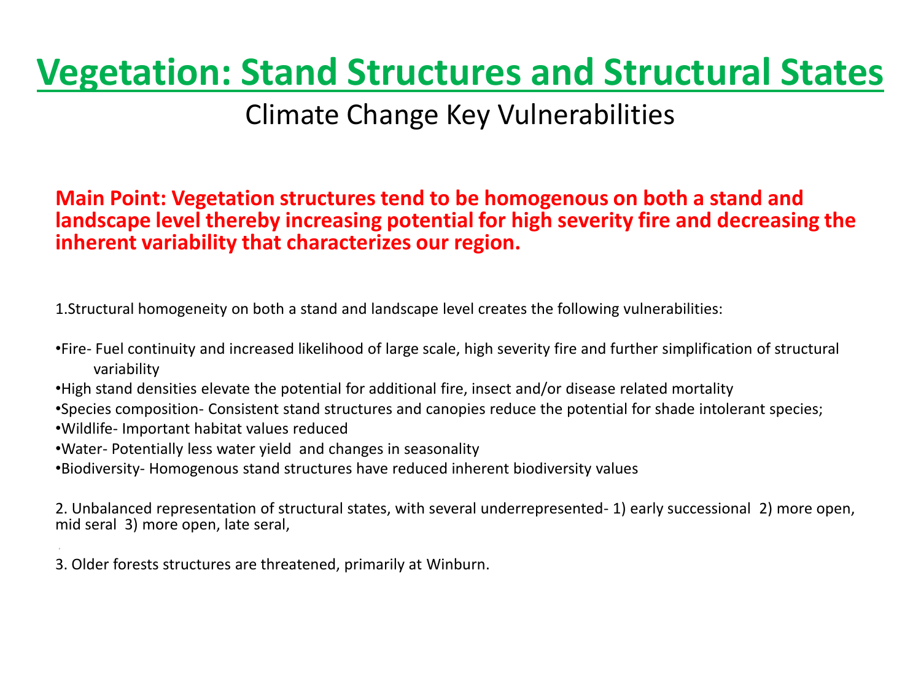# Vegetation: Stand Structures and Structural States

## Climate Change Key Vulnerabilities

**Main Point: Vegetation structures tend to be homogenous on both a stand and landscape level thereby increasing potential for high severity fire and decreasing the inherent variability that characterizes our region.**

1. Structural homogeneity on both a stand and landscape level creates the following vulnerabilities:

- Fire- Fuel continuity and increased likelihood of large scale, high severity fire and further simplification of structural variability
- High stand densities elevate the potential for additional fire, insect and/or disease related mortality
- Species composition- Consistent stand structures and canopies reduce the potential for shade intolerant species;
- Wildlife- Important habitat values reduced
- Water- Potentially less water yield and changes in seasonality
- Biodiversity- Homogenous stand structures have reduced inherent biodiversity values

2. Unbalanced representation of structural states, with several underrepresented- 1) early successional 2) more open, mid seral 3) more open, late seral,

3. Older forests structures are threatened, primarily at Winburn.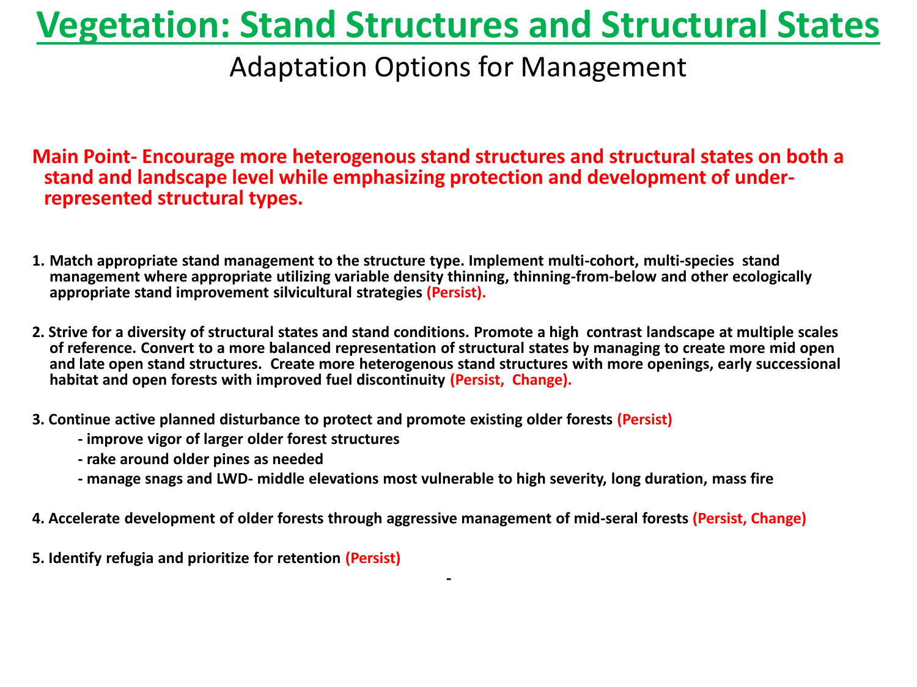# Vegetation: Stand Structures and Structural States

## Adaptation Options for Management

**Main Point- Encourage more heterogenous stand structures and structural states on both a stand and landscape level while emphasizing protection and development of under-represented structural types.**

1. **Match appropriate stand management to the structure type. Implement multi-cohort, multi-species stand management where appropriate utilizing variable density thinning, thinning-from-below and other ecologically appropriate stand improvement silvicultural strategies (Persist).**

2. **Strive for a diversity of structural states and stand conditions. Promote a high contrast landscape at multiple scales of reference. Convert to a more balanced representation of structural states by managing to create more mid open and late open stand structures. Create more heterogenous stand structures with more openings, early successional habitat and open forests with improved fuel discontinuity (Persist, Change).**

3. **Continue active planned disturbance to protect and promote existing older forests (Persist)**
   - **improve vigor of larger older forest structures**
   - **rake around older pines as needed**
   - **manage snags and LWD- middle elevations most vulnerable to high severity, long duration, mass fire**

4. **Accelerate development of older forests through aggressive management of mid-seral forests (Persist, Change)**

5. **Identify refugia and prioritize for retention (Persist)**

-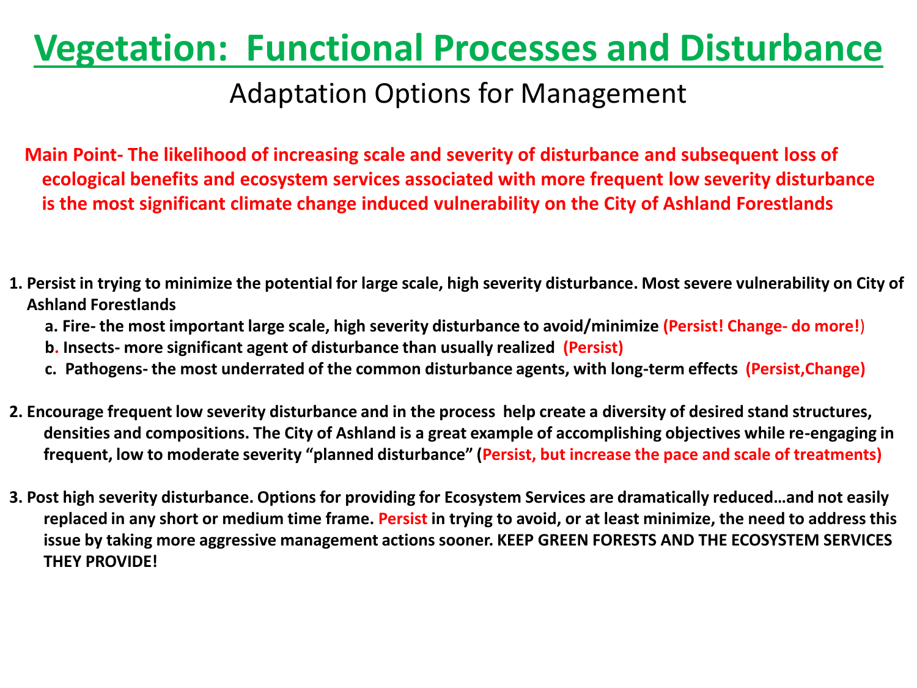# Vegetation: Functional Processes and Disturbance

## Adaptation Options for Management

**Main Point- The likelihood of increasing scale and severity of disturbance and subsequent loss of ecological benefits and ecosystem services associated with more frequent low severity disturbance is the most significant climate change induced vulnerability on the City of Ashland Forestlands**

1. **Persist in trying to minimize the potential for large scale, high severity disturbance. Most severe vulnerability on City of Ashland Forestlands**
   a. **Fire- the most important large scale, high severity disturbance to avoid/minimize (Persist! Change- do more!)**
   b. **Insects- more significant agent of disturbance than usually realized (Persist)**
   c. **Pathogens- the most underrated of the common disturbance agents, with long-term effects (Persist,Change)**

2. **Encourage frequent low severity disturbance and in the process help create a diversity of desired stand structures, densities and compositions. The City of Ashland is a great example of accomplishing objectives while re-engaging in frequent, low to moderate severity "planned disturbance" (Persist, but increase the pace and scale of treatments)**

3. **Post high severity disturbance. Options for providing for Ecosystem Services are dramatically reduced…and not easily replaced in any short or medium time frame. Persist in trying to avoid, or at least minimize, the need to address this issue by taking more aggressive management actions sooner. KEEP GREEN FORESTS AND THE ECOSYSTEM SERVICES THEY PROVIDE!**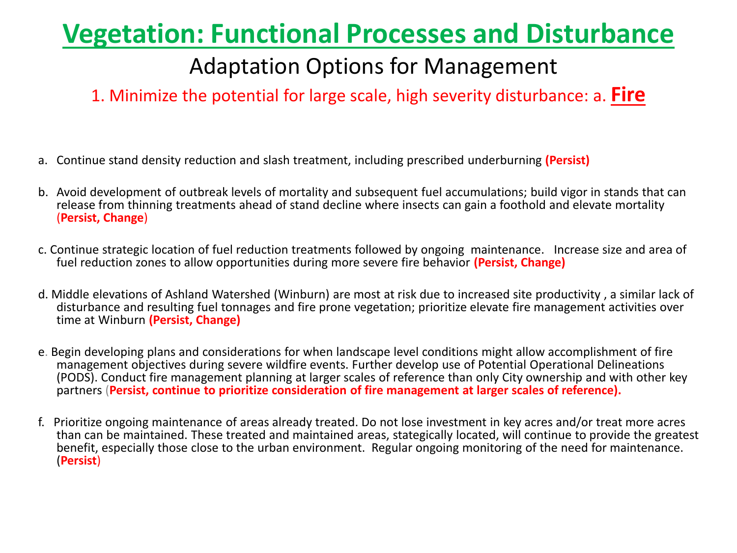# Vegetation: Functional Processes and Disturbance

## Adaptation Options for Management

### 1. Minimize the potential for large scale, high severity disturbance: a. Fire

a. Continue stand density reduction and slash treatment, including prescribed underburning **(Persist)**

b. Avoid development of outbreak levels of mortality and subsequent fuel accumulations; build vigor in stands that can release from thinning treatments ahead of stand decline where insects can gain a foothold and elevate mortality (**Persist, Change**)

c. Continue strategic location of fuel reduction treatments followed by ongoing maintenance. Increase size and area of fuel reduction zones to allow opportunities during more severe fire behavior **(Persist, Change)**

d. Middle elevations of Ashland Watershed (Winburn) are most at risk due to increased site productivity , a similar lack of disturbance and resulting fuel tonnages and fire prone vegetation; prioritize elevate fire management activities over time at Winburn **(Persist, Change)**

e. Begin developing plans and considerations for when landscape level conditions might allow accomplishment of fire management objectives during severe wildfire events. Further develop use of Potential Operational Delineations (PODS). Conduct fire management planning at larger scales of reference than only City ownership and with other key partners (**Persist, continue to prioritize consideration of fire management at larger scales of reference).**

f. Prioritize ongoing maintenance of areas already treated. Do not lose investment in key acres and/or treat more acres than can be maintained. These treated and maintained areas, stategically located, will continue to provide the greatest benefit, especially those close to the urban environment. Regular ongoing monitoring of the need for maintenance. (**Persist**)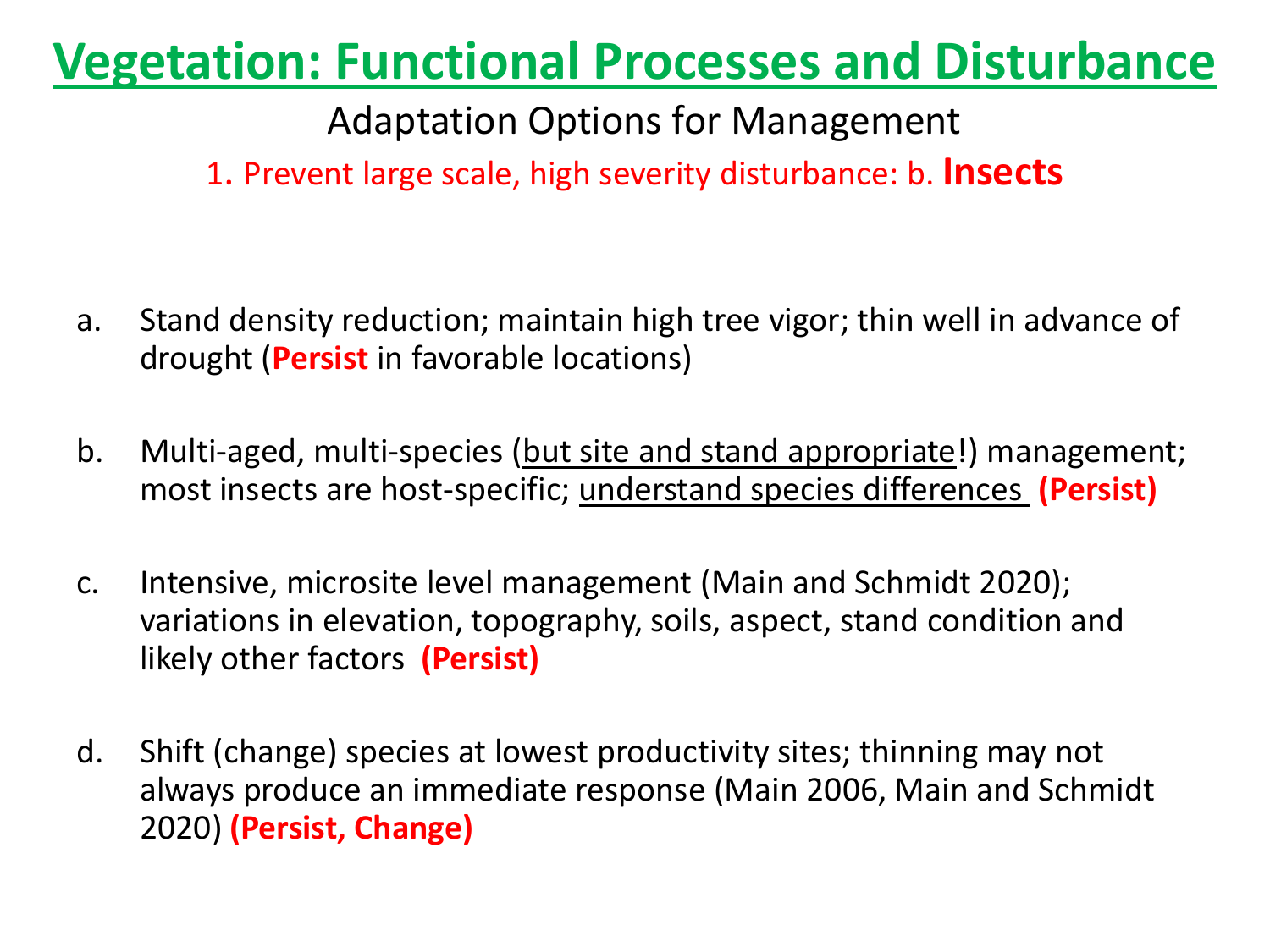# Vegetation: Functional Processes and Disturbance

## Adaptation Options for Management

### 1. Prevent large scale, high severity disturbance: b. **Insects**

a. Stand density reduction; maintain high tree vigor; thin well in advance of drought (**Persist** in favorable locations)

b. Multi-aged, multi-species (<u>but site and stand appropriate</u>!) management; most insects are host-specific; <u>understand species differences</u> **(Persist)**

c. Intensive, microsite level management (Main and Schmidt 2020); variations in elevation, topography, soils, aspect, stand condition and likely other factors **(Persist)**

d. Shift (change) species at lowest productivity sites; thinning may not always produce an immediate response (Main 2006, Main and Schmidt 2020) **(Persist, Change)**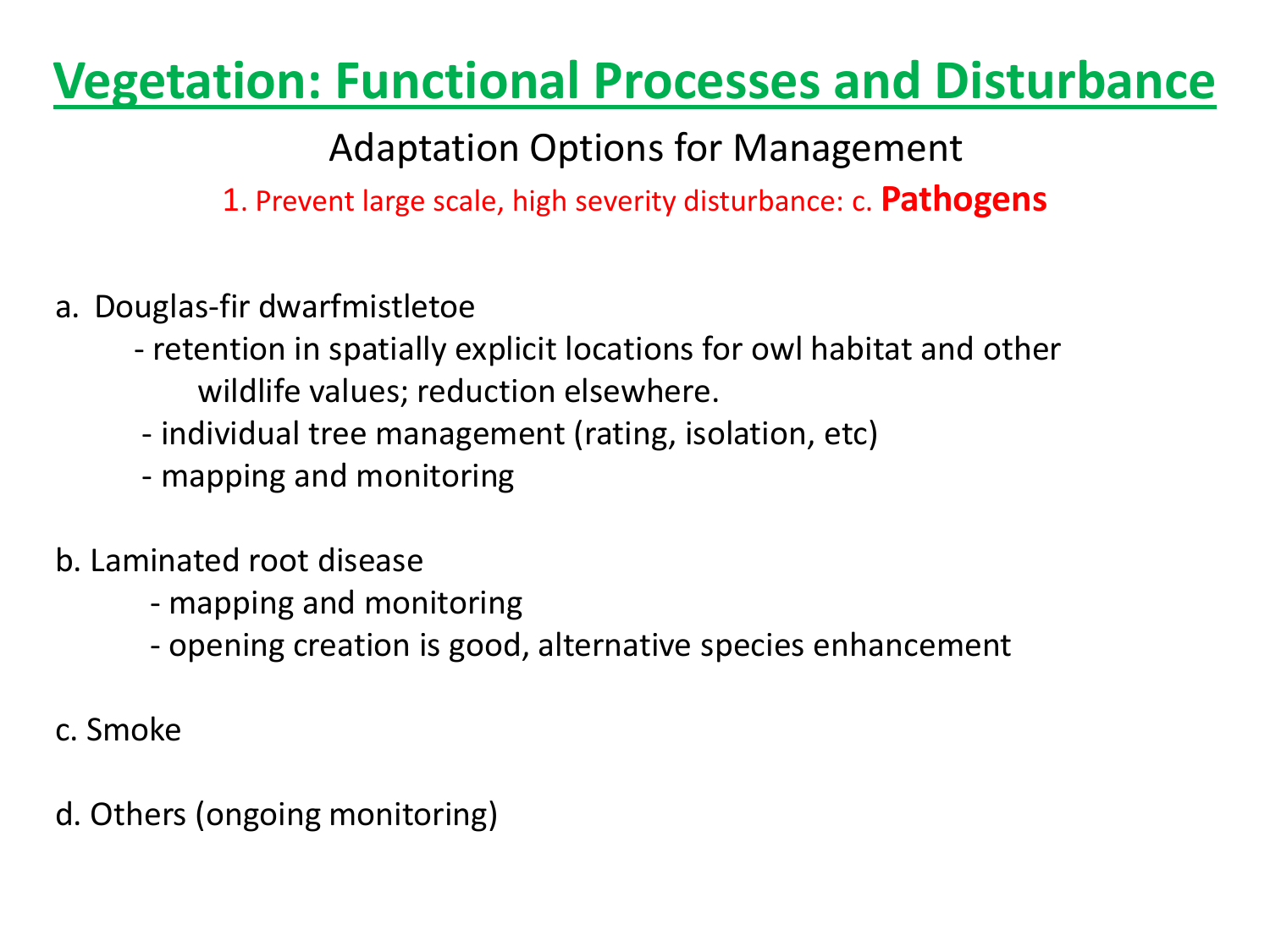# Vegetation: Functional Processes and Disturbance

## Adaptation Options for Management

### 1. Prevent large scale, high severity disturbance: c. **Pathogens**

a. Douglas-fir dwarfmistletoe

- retention in spatially explicit locations for owl habitat and other wildlife values; reduction elsewhere.
- individual tree management (rating, isolation, etc)
- mapping and monitoring

b. Laminated root disease

- mapping and monitoring
- opening creation is good, alternative species enhancement

c. Smoke

d. Others (ongoing monitoring)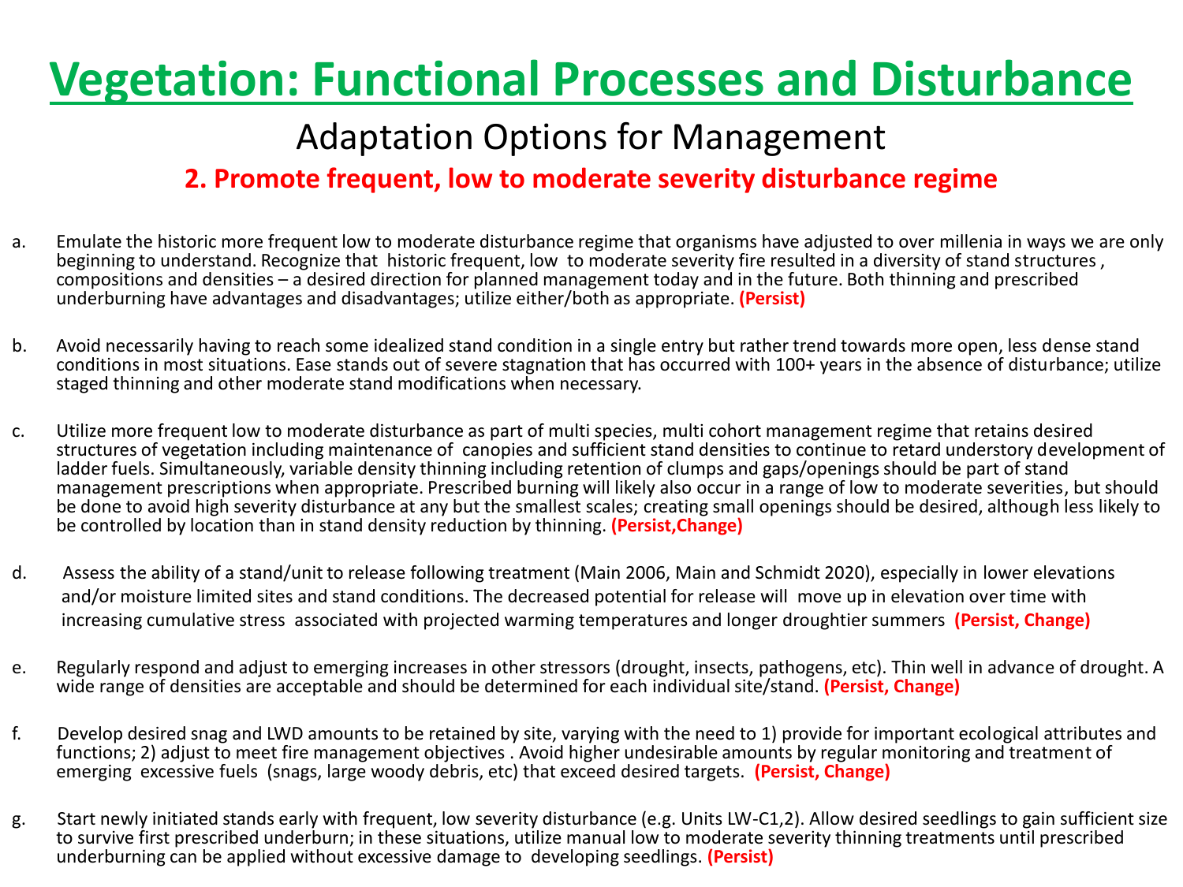# Vegetation: Functional Processes and Disturbance

## Adaptation Options for Management

### 2. Promote frequent, low to moderate severity disturbance regime

a. Emulate the historic more frequent low to moderate disturbance regime that organisms have adjusted to over millenia in ways we are only beginning to understand. Recognize that historic frequent, low to moderate severity fire resulted in a diversity of stand structures , compositions and densities – a desired direction for planned management today and in the future. Both thinning and prescribed underburning have advantages and disadvantages; utilize either/both as appropriate. **(Persist)**

b. Avoid necessarily having to reach some idealized stand condition in a single entry but rather trend towards more open, less dense stand conditions in most situations. Ease stands out of severe stagnation that has occurred with 100+ years in the absence of disturbance; utilize staged thinning and other moderate stand modifications when necessary.

c. Utilize more frequent low to moderate disturbance as part of multi species, multi cohort management regime that retains desired structures of vegetation including maintenance of canopies and sufficient stand densities to continue to retard understory development of ladder fuels. Simultaneously, variable density thinning including retention of clumps and gaps/openings should be part of stand management prescriptions when appropriate. Prescribed burning will likely also occur in a range of low to moderate severities, but should be done to avoid high severity disturbance at any but the smallest scales; creating small openings should be desired, although less likely to be controlled by location than in stand density reduction by thinning. **(Persist,Change)**

d. Assess the ability of a stand/unit to release following treatment (Main 2006, Main and Schmidt 2020), especially in lower elevations and/or moisture limited sites and stand conditions. The decreased potential for release will move up in elevation over time with increasing cumulative stress associated with projected warming temperatures and longer droughtier summers **(Persist, Change)**

e. Regularly respond and adjust to emerging increases in other stressors (drought, insects, pathogens, etc). Thin well in advance of drought. A wide range of densities are acceptable and should be determined for each individual site/stand. **(Persist, Change)**

f. Develop desired snag and LWD amounts to be retained by site, varying with the need to 1) provide for important ecological attributes and functions; 2) adjust to meet fire management objectives . Avoid higher undesirable amounts by regular monitoring and treatment of emerging excessive fuels (snags, large woody debris, etc) that exceed desired targets. **(Persist, Change)**

g. Start newly initiated stands early with frequent, low severity disturbance (e.g. Units LW-C1,2). Allow desired seedlings to gain sufficient size to survive first prescribed underburn; in these situations, utilize manual low to moderate severity thinning treatments until prescribed underburning can be applied without excessive damage to developing seedlings. **(Persist)**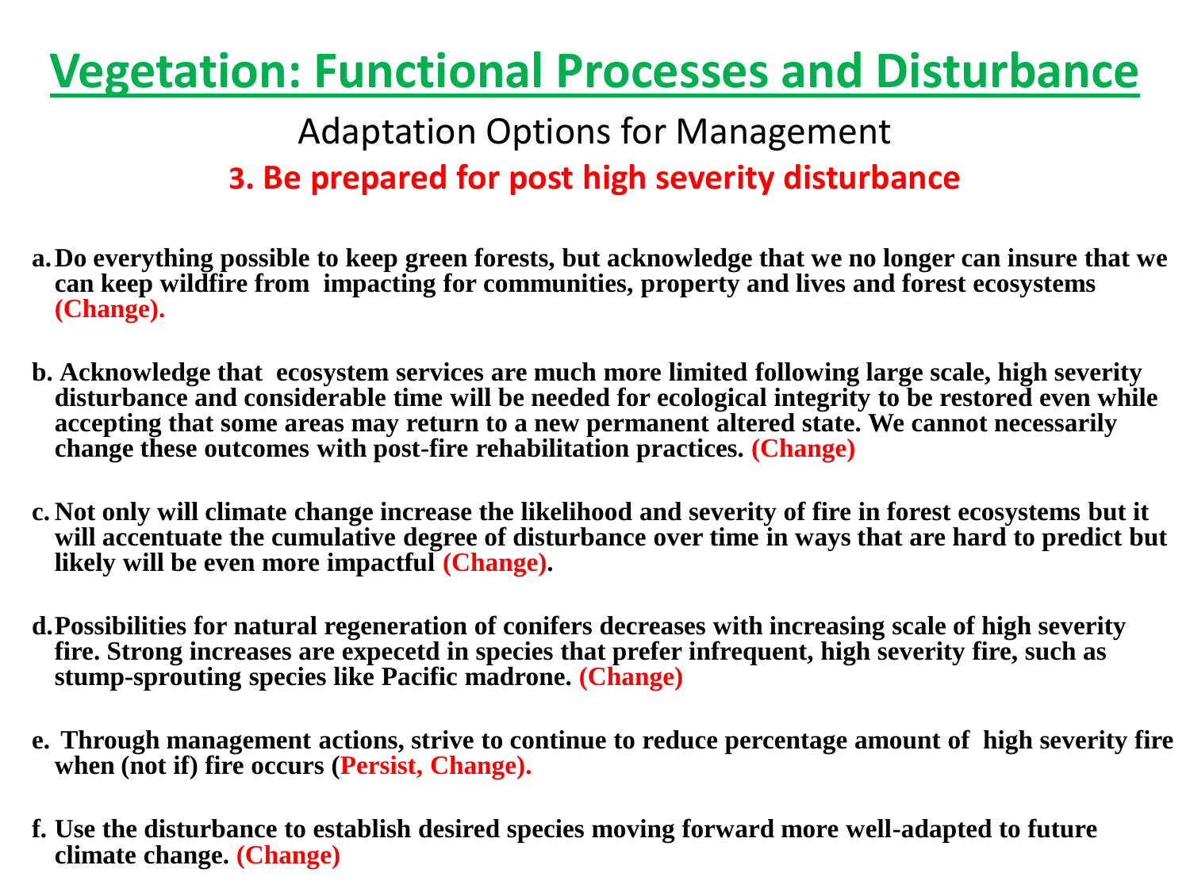# Vegetation: Functional Processes and Disturbance

## Adaptation Options for Management

### 3. Be prepared for post high severity disturbance

a. **Do everything possible to keep green forests, but acknowledge that we no longer can insure that we can keep wildfire from impacting for communities, property and lives and forest ecosystems (Change).**

b. **Acknowledge that ecosystem services are much more limited following large scale, high severity disturbance and considerable time will be needed for ecological integrity to be restored even while accepting that some areas may return to a new permanent altered state. We cannot necessarily change these outcomes with post-fire rehabilitation practices. (Change)**

c. **Not only will climate change increase the likelihood and severity of fire in forest ecosystems but it will accentuate the cumulative degree of disturbance over time in ways that are hard to predict but likely will be even more impactful (Change).**

d. **Possibilities for natural regeneration of conifers decreases with increasing scale of high severity fire. Strong increases are expecetd in species that prefer infrequent, high severity fire, such as stump-sprouting species like Pacific madrone. (Change)**

e. **Through management actions, strive to continue to reduce percentage amount of high severity fire when (not if) fire occurs (Persist, Change).**

f. **Use the disturbance to establish desired species moving forward more well-adapted to future climate change. (Change)**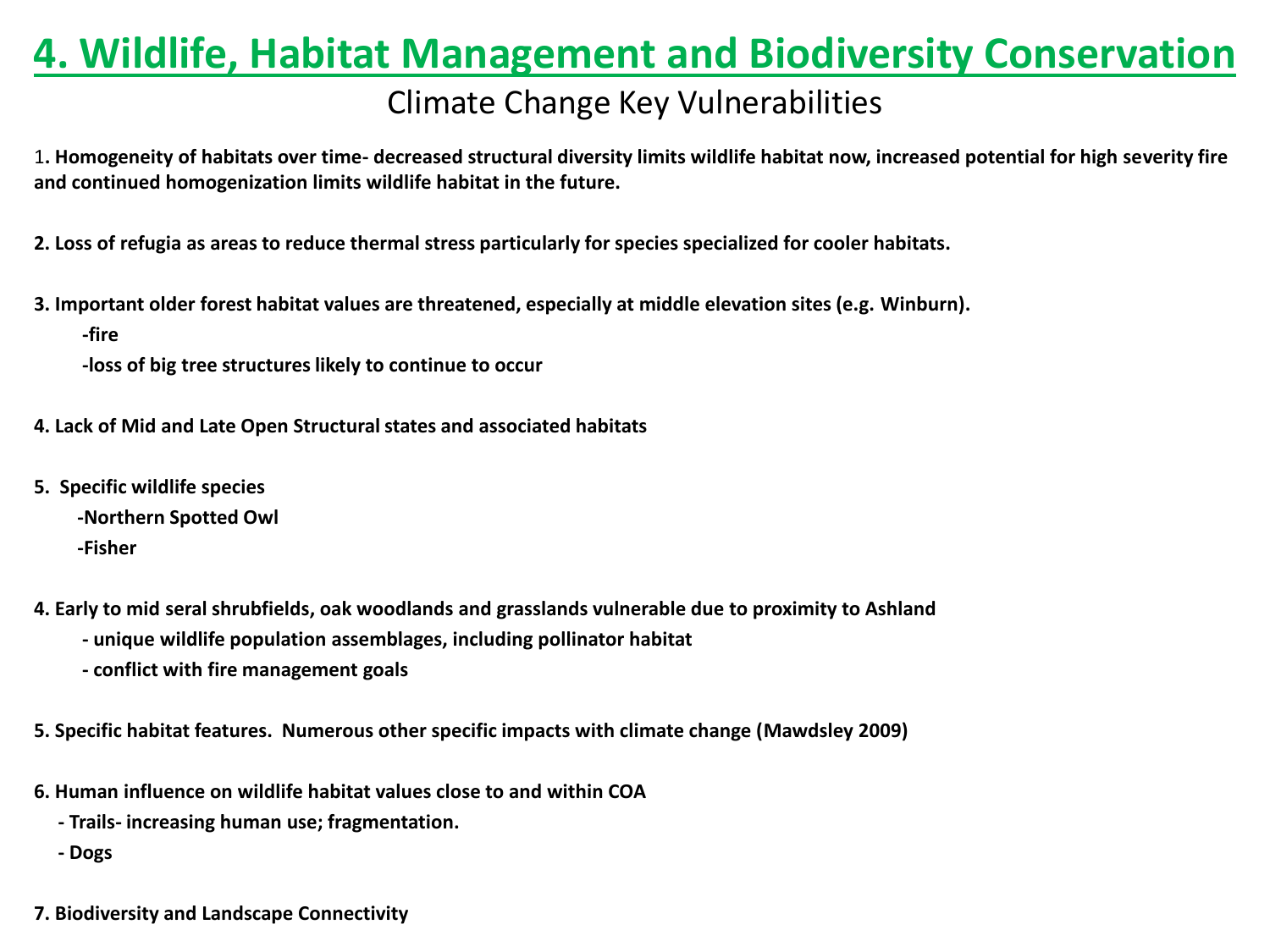# 4. Wildlife, Habitat Management and Biodiversity Conservation

## Climate Change Key Vulnerabilities

**1. Homogeneity of habitats over time- decreased structural diversity limits wildlife habitat now, increased potential for high severity fire and continued homogenization limits wildlife habitat in the future.**

**2. Loss of refugia as areas to reduce thermal stress particularly for species specialized for cooler habitats.**

**3. Important older forest habitat values are threatened, especially at middle elevation sites (e.g. Winburn).**

- **fire**
- **loss of big tree structures likely to continue to occur**

**4. Lack of Mid and Late Open Structural states and associated habitats**

**5. Specific wildlife species**

- **Northern Spotted Owl**
- **Fisher**

**4. Early to mid seral shrubfields, oak woodlands and grasslands vulnerable due to proximity to Ashland**

- **unique wildlife population assemblages, including pollinator habitat**
- **conflict with fire management goals**

**5. Specific habitat features. Numerous other specific impacts with climate change (Mawdsley 2009)**

**6. Human influence on wildlife habitat values close to and within COA**

- **Trails- increasing human use; fragmentation.**
- **Dogs**

**7. Biodiversity and Landscape Connectivity**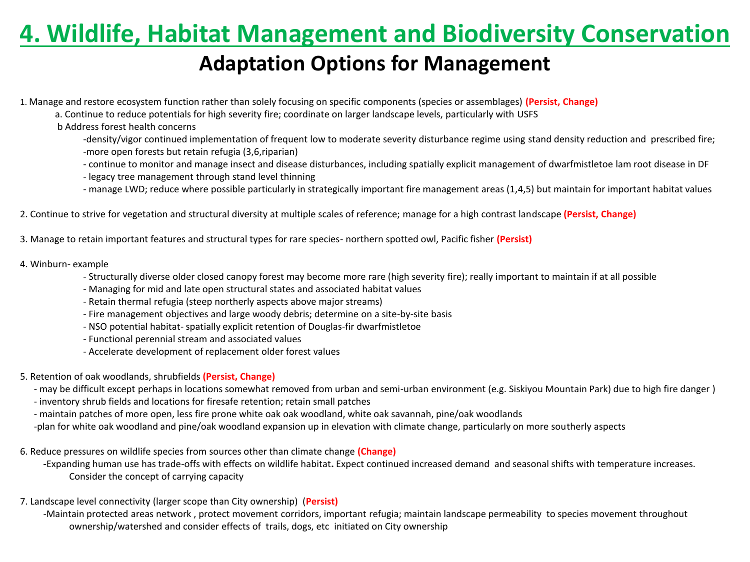# 4. Wildlife, Habitat Management and Biodiversity Conservation

## Adaptation Options for Management

1. Manage and restore ecosystem function rather than solely focusing on specific components (species or assemblages) **(Persist, Change)**
   - a. Continue to reduce potentials for high severity fire; coordinate on larger landscape levels, particularly with USFS
   - b Address forest health concerns
     - -density/vigor continued implementation of frequent low to moderate severity disturbance regime using stand density reduction and prescribed fire;
     - -more open forests but retain refugia (3,6,riparian)
     - - continue to monitor and manage insect and disease disturbances, including spatially explicit management of dwarfmistletoe lam root disease in DF
     - - legacy tree management through stand level thinning
     - - manage LWD; reduce where possible particularly in strategically important fire management areas (1,4,5) but maintain for important habitat values

2. Continue to strive for vegetation and structural diversity at multiple scales of reference; manage for a high contrast landscape **(Persist, Change)**

3. Manage to retain important features and structural types for rare species- northern spotted owl, Pacific fisher **(Persist)**

4. Winburn- example
   - - Structurally diverse older closed canopy forest may become more rare (high severity fire); really important to maintain if at all possible
   - - Managing for mid and late open structural states and associated habitat values
   - - Retain thermal refugia (steep northerly aspects above major streams)
   - - Fire management objectives and large woody debris; determine on a site-by-site basis
   - - NSO potential habitat- spatially explicit retention of Douglas-fir dwarfmistletoe
   - - Functional perennial stream and associated values
   - - Accelerate development of replacement older forest values

5. Retention of oak woodlands, shrubfields **(Persist, Change)**
   - - may be difficult except perhaps in locations somewhat removed from urban and semi-urban environment (e.g. Siskiyou Mountain Park) due to high fire danger )
   - - inventory shrub fields and locations for firesafe retention; retain small patches
   - - maintain patches of more open, less fire prone white oak oak woodland, white oak savannah, pine/oak woodlands
   - -plan for white oak woodland and pine/oak woodland expansion up in elevation with climate change, particularly on more southerly aspects

6. Reduce pressures on wildlife species from sources other than climate change **(Change)**
   - -Expanding human use has trade-offs with effects on wildlife habitat. Expect continued increased demand and seasonal shifts with temperature increases. Consider the concept of carrying capacity

7. Landscape level connectivity (larger scope than City ownership) **(Persist)**
   - -Maintain protected areas network , protect movement corridors, important refugia; maintain landscape permeability to species movement throughout ownership/watershed and consider effects of trails, dogs, etc initiated on City ownership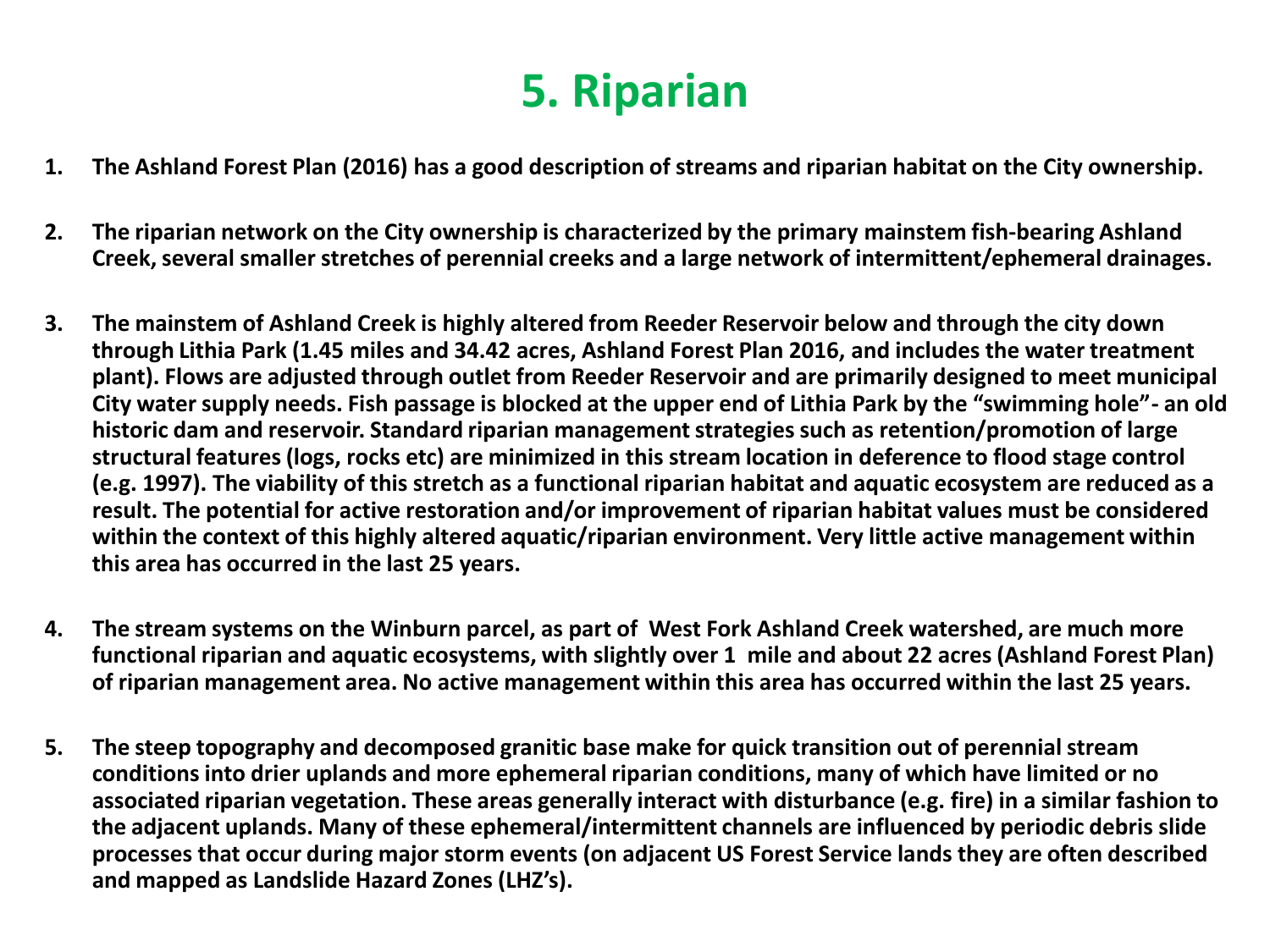# 5. Riparian

1. **The Ashland Forest Plan (2016) has a good description of streams and riparian habitat on the City ownership.**

2. **The riparian network on the City ownership is characterized by the primary mainstem fish-bearing Ashland Creek, several smaller stretches of perennial creeks and a large network of intermittent/ephemeral drainages.**

3. **The mainstem of Ashland Creek is highly altered from Reeder Reservoir below and through the city down through Lithia Park (1.45 miles and 34.42 acres, Ashland Forest Plan 2016, and includes the water treatment plant). Flows are adjusted through outlet from Reeder Reservoir and are primarily designed to meet municipal City water supply needs. Fish passage is blocked at the upper end of Lithia Park by the "swimming hole"- an old historic dam and reservoir. Standard riparian management strategies such as retention/promotion of large structural features (logs, rocks etc) are minimized in this stream location in deference to flood stage control (e.g. 1997). The viability of this stretch as a functional riparian habitat and aquatic ecosystem are reduced as a result. The potential for active restoration and/or improvement of riparian habitat values must be considered within the context of this highly altered aquatic/riparian environment. Very little active management within this area has occurred in the last 25 years.**

4. **The stream systems on the Winburn parcel, as part of West Fork Ashland Creek watershed, are much more functional riparian and aquatic ecosystems, with slightly over 1 mile and about 22 acres (Ashland Forest Plan) of riparian management area. No active management within this area has occurred within the last 25 years.**

5. **The steep topography and decomposed granitic base make for quick transition out of perennial stream conditions into drier uplands and more ephemeral riparian conditions, many of which have limited or no associated riparian vegetation. These areas generally interact with disturbance (e.g. fire) in a similar fashion to the adjacent uplands. Many of these ephemeral/intermittent channels are influenced by periodic debris slide processes that occur during major storm events (on adjacent US Forest Service lands they are often described and mapped as Landslide Hazard Zones (LHZ's).**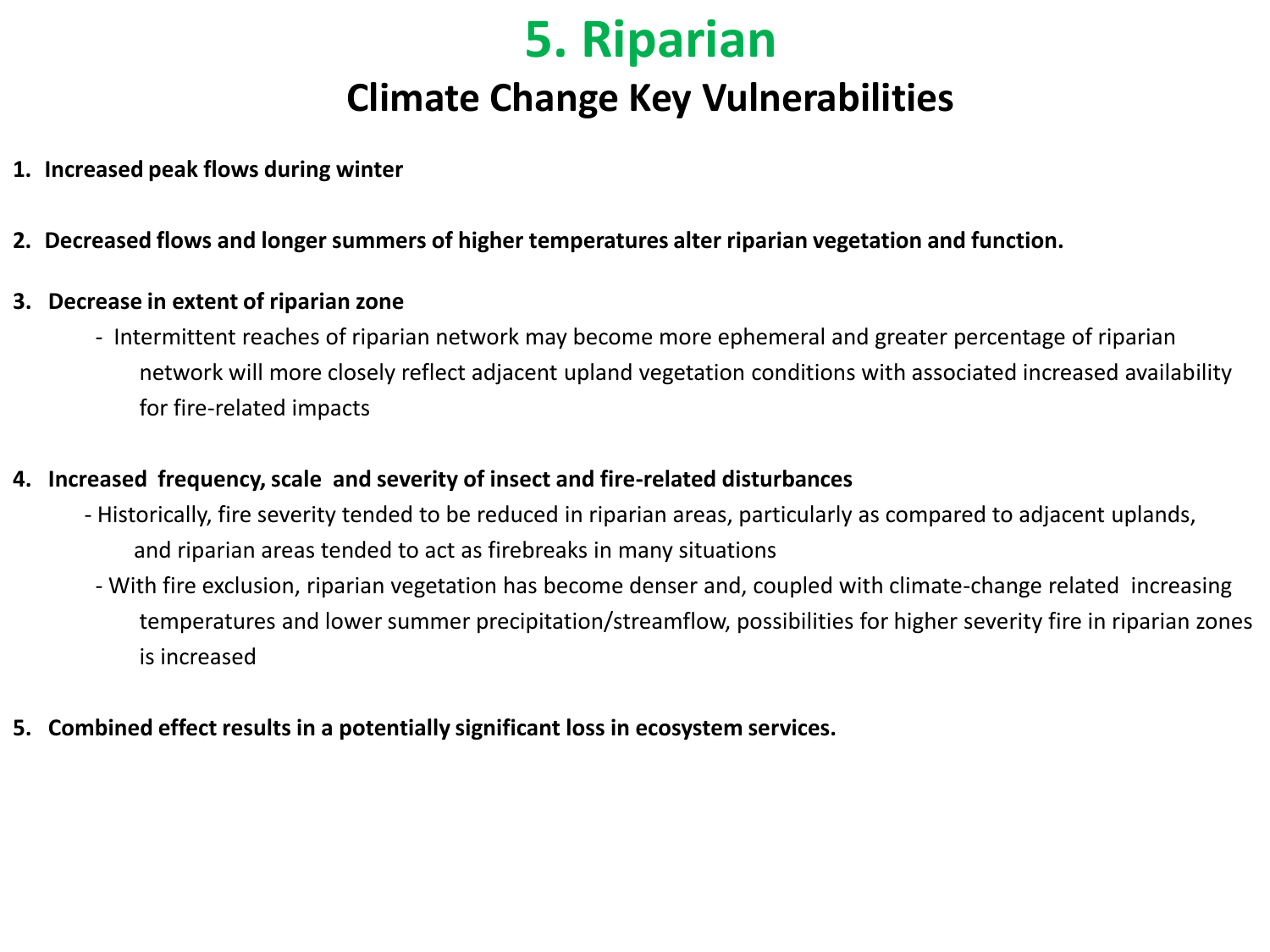# 5. Riparian

## Climate Change Key Vulnerabilities

1. **Increased peak flows during winter**

2. **Decreased flows and longer summers of higher temperatures alter riparian vegetation and function.**

3. **Decrease in extent of riparian zone**
   - Intermittent reaches of riparian network may become more ephemeral and greater percentage of riparian network will more closely reflect adjacent upland vegetation conditions with associated increased availability for fire-related impacts

4. **Increased frequency, scale and severity of insect and fire-related disturbances**
   - Historically, fire severity tended to be reduced in riparian areas, particularly as compared to adjacent uplands, and riparian areas tended to act as firebreaks in many situations
   - With fire exclusion, riparian vegetation has become denser and, coupled with climate-change related increasing temperatures and lower summer precipitation/streamflow, possibilities for higher severity fire in riparian zones is increased

5. **Combined effect results in a potentially significant loss in ecosystem services.**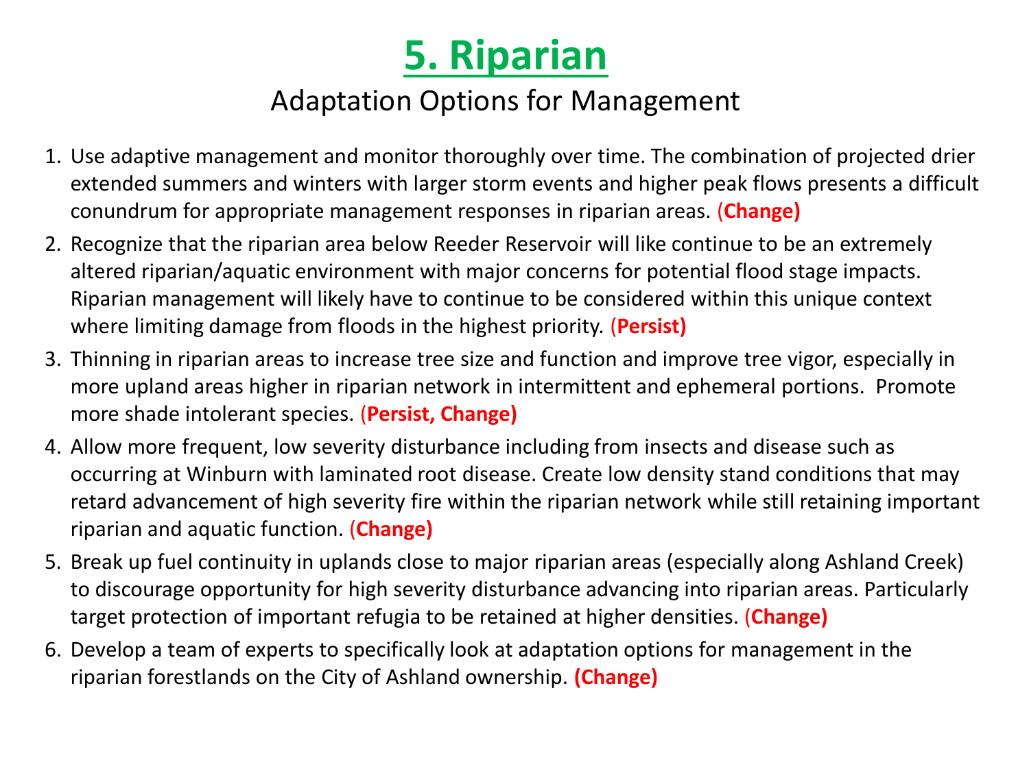# 5. Riparian

## Adaptation Options for Management

1. Use adaptive management and monitor thoroughly over time. The combination of projected drier extended summers and winters with larger storm events and higher peak flows presents a difficult conundrum for appropriate management responses in riparian areas. **(Change)**
2. Recognize that the riparian area below Reeder Reservoir will like continue to be an extremely altered riparian/aquatic environment with major concerns for potential flood stage impacts. Riparian management will likely have to continue to be considered within this unique context where limiting damage from floods in the highest priority. **(Persist)**
3. Thinning in riparian areas to increase tree size and function and improve tree vigor, especially in more upland areas higher in riparian network in intermittent and ephemeral portions. Promote more shade intolerant species. **(Persist, Change)**
4. Allow more frequent, low severity disturbance including from insects and disease such as occurring at Winburn with laminated root disease. Create low density stand conditions that may retard advancement of high severity fire within the riparian network while still retaining important riparian and aquatic function. **(Change)**
5. Break up fuel continuity in uplands close to major riparian areas (especially along Ashland Creek) to discourage opportunity for high severity disturbance advancing into riparian areas. Particularly target protection of important refugia to be retained at higher densities. **(Change)**
6. Develop a team of experts to specifically look at adaptation options for management in the riparian forestlands on the City of Ashland ownership. **(Change)**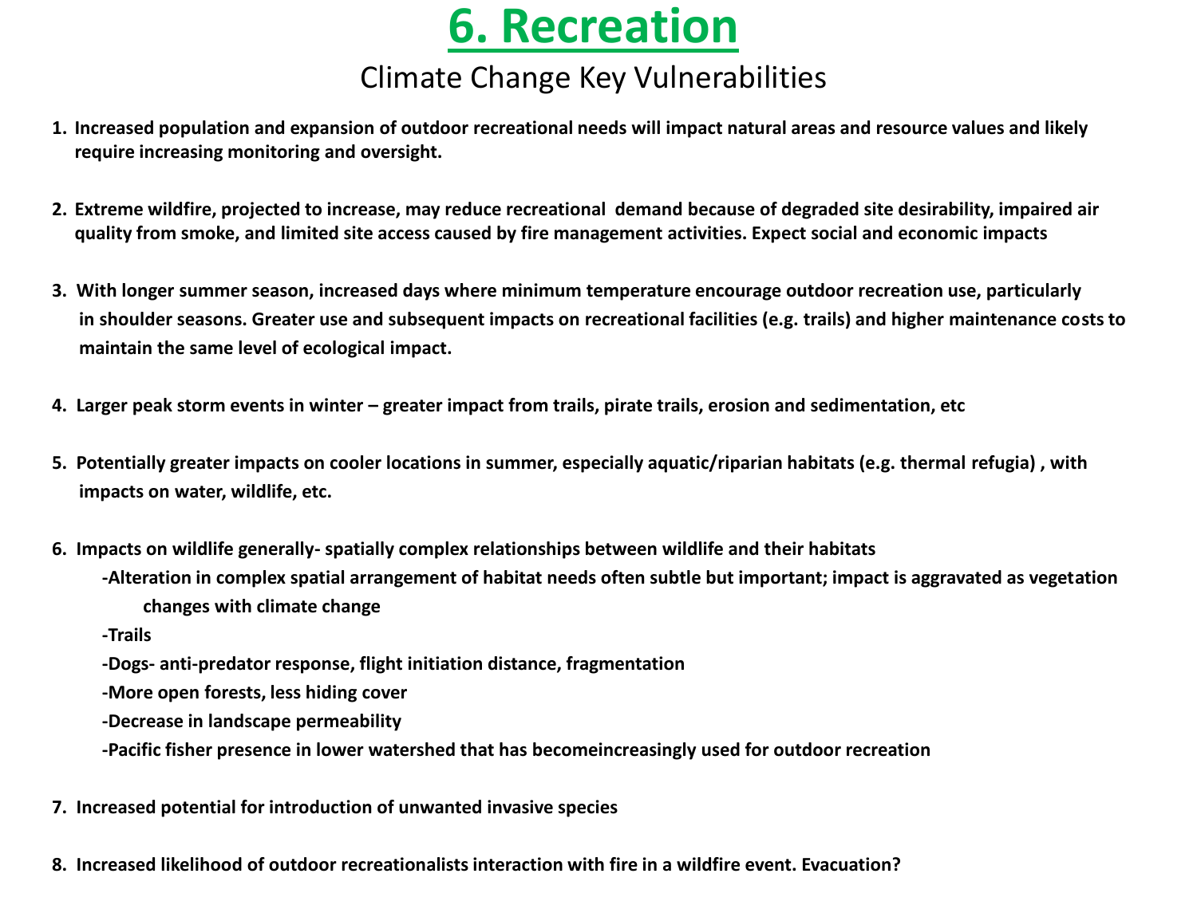# 6. Recreation

## Climate Change Key Vulnerabilities

1. **Increased population and expansion of outdoor recreational needs will impact natural areas and resource values and likely require increasing monitoring and oversight.**

2. **Extreme wildfire, projected to increase, may reduce recreational demand because of degraded site desirability, impaired air quality from smoke, and limited site access caused by fire management activities. Expect social and economic impacts**

3. **With longer summer season, increased days where minimum temperature encourage outdoor recreation use, particularly in shoulder seasons. Greater use and subsequent impacts on recreational facilities (e.g. trails) and higher maintenance costs to maintain the same level of ecological impact.**

4. **Larger peak storm events in winter – greater impact from trails, pirate trails, erosion and sedimentation, etc**

5. **Potentially greater impacts on cooler locations in summer, especially aquatic/riparian habitats (e.g. thermal refugia) , with impacts on water, wildlife, etc.**

6. **Impacts on wildlife generally- spatially complex relationships between wildlife and their habitats**
   - **-Alteration in complex spatial arrangement of habitat needs often subtle but important; impact is aggravated as vegetation changes with climate change**
   - **-Trails**
   - **-Dogs- anti-predator response, flight initiation distance, fragmentation**
   - **-More open forests, less hiding cover**
   - **-Decrease in landscape permeability**
   - **-Pacific fisher presence in lower watershed that has becomeincreasingly used for outdoor recreation**

7. **Increased potential for introduction of unwanted invasive species**

8. **Increased likelihood of outdoor recreationalists interaction with fire in a wildfire event. Evacuation?**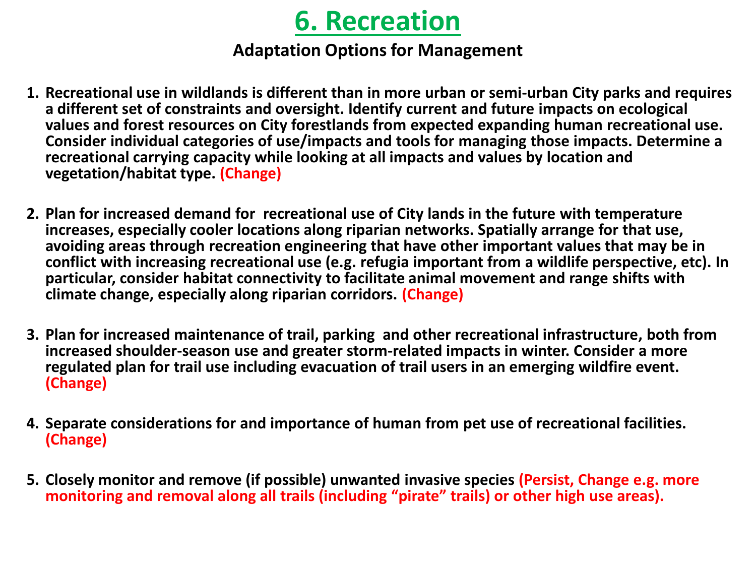# 6. Recreation

## Adaptation Options for Management

1. **Recreational use in wildlands is different than in more urban or semi-urban City parks and requires a different set of constraints and oversight. Identify current and future impacts on ecological values and forest resources on City forestlands from expected expanding human recreational use. Consider individual categories of use/impacts and tools for managing those impacts. Determine a recreational carrying capacity while looking at all impacts and values by location and vegetation/habitat type. (Change)**

2. **Plan for increased demand for recreational use of City lands in the future with temperature increases, especially cooler locations along riparian networks. Spatially arrange for that use, avoiding areas through recreation engineering that have other important values that may be in conflict with increasing recreational use (e.g. refugia important from a wildlife perspective, etc). In particular, consider habitat connectivity to facilitate animal movement and range shifts with climate change, especially along riparian corridors. (Change)**

3. **Plan for increased maintenance of trail, parking and other recreational infrastructure, both from increased shoulder-season use and greater storm-related impacts in winter. Consider a more regulated plan for trail use including evacuation of trail users in an emerging wildfire event. (Change)**

4. **Separate considerations for and importance of human from pet use of recreational facilities. (Change)**

5. **Closely monitor and remove (if possible) unwanted invasive species (Persist, Change e.g. more monitoring and removal along all trails (including "pirate" trails) or other high use areas).**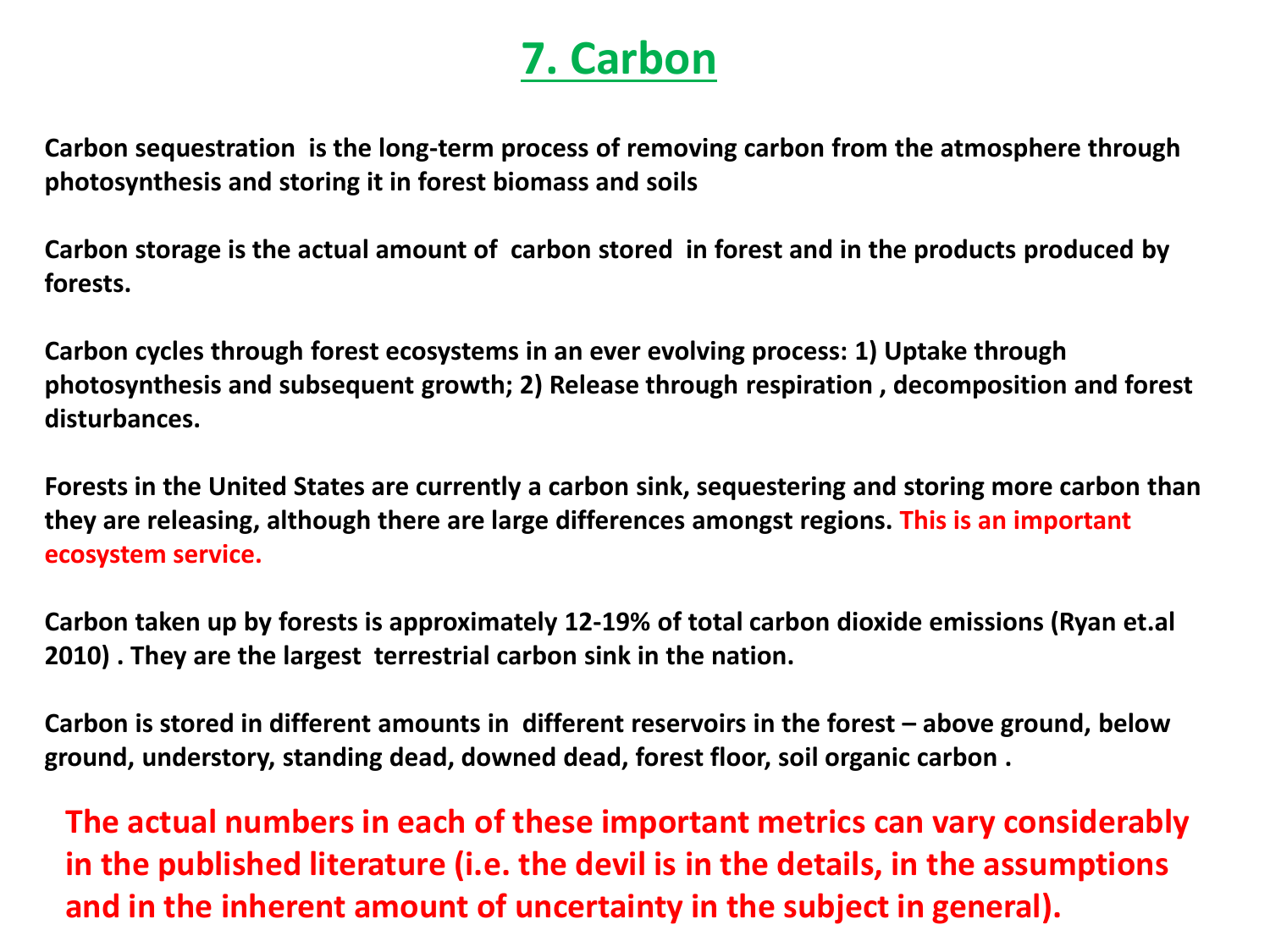# 7. Carbon

**Carbon sequestration is the long-term process of removing carbon from the atmosphere through photosynthesis and storing it in forest biomass and soils**

**Carbon storage is the actual amount of carbon stored in forest and in the products produced by forests.**

**Carbon cycles through forest ecosystems in an ever evolving process: 1) Uptake through photosynthesis and subsequent growth; 2) Release through respiration , decomposition and forest disturbances.**

**Forests in the United States are currently a carbon sink, sequestering and storing more carbon than they are releasing, although there are large differences amongst regions. This is an important ecosystem service.**

**Carbon taken up by forests is approximately 12-19% of total carbon dioxide emissions (Ryan et.al 2010) . They are the largest terrestrial carbon sink in the nation.**

**Carbon is stored in different amounts in different reservoirs in the forest – above ground, below ground, understory, standing dead, downed dead, forest floor, soil organic carbon .**

**The actual numbers in each of these important metrics can vary considerably in the published literature (i.e. the devil is in the details, in the assumptions and in the inherent amount of uncertainty in the subject in general).**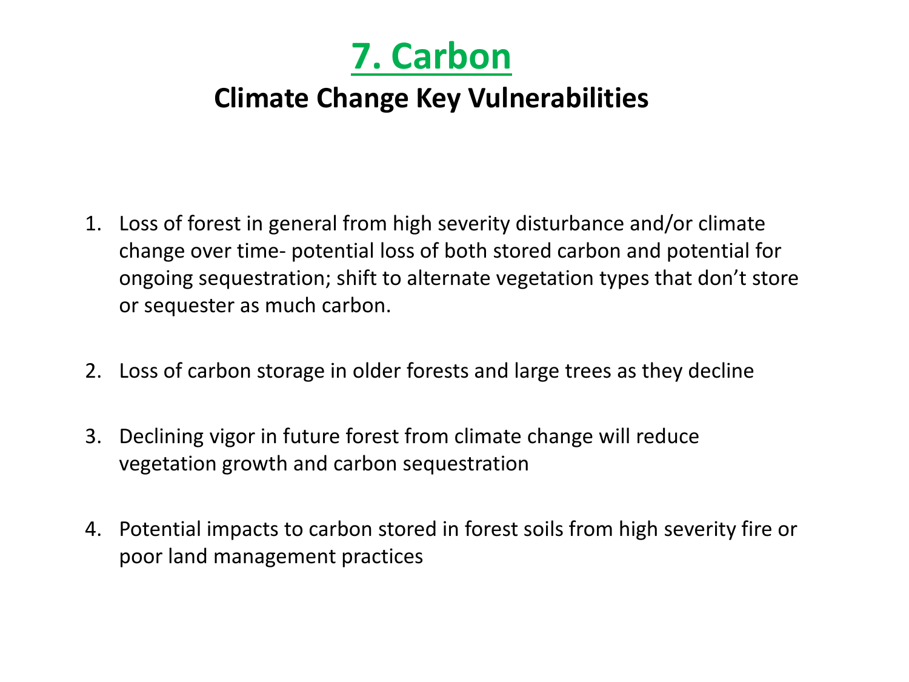# 7. Carbon

## Climate Change Key Vulnerabilities

1. Loss of forest in general from high severity disturbance and/or climate change over time- potential loss of both stored carbon and potential for ongoing sequestration; shift to alternate vegetation types that don't store or sequester as much carbon.

2. Loss of carbon storage in older forests and large trees as they decline

3. Declining vigor in future forest from climate change will reduce vegetation growth and carbon sequestration

4. Potential impacts to carbon stored in forest soils from high severity fire or poor land management practices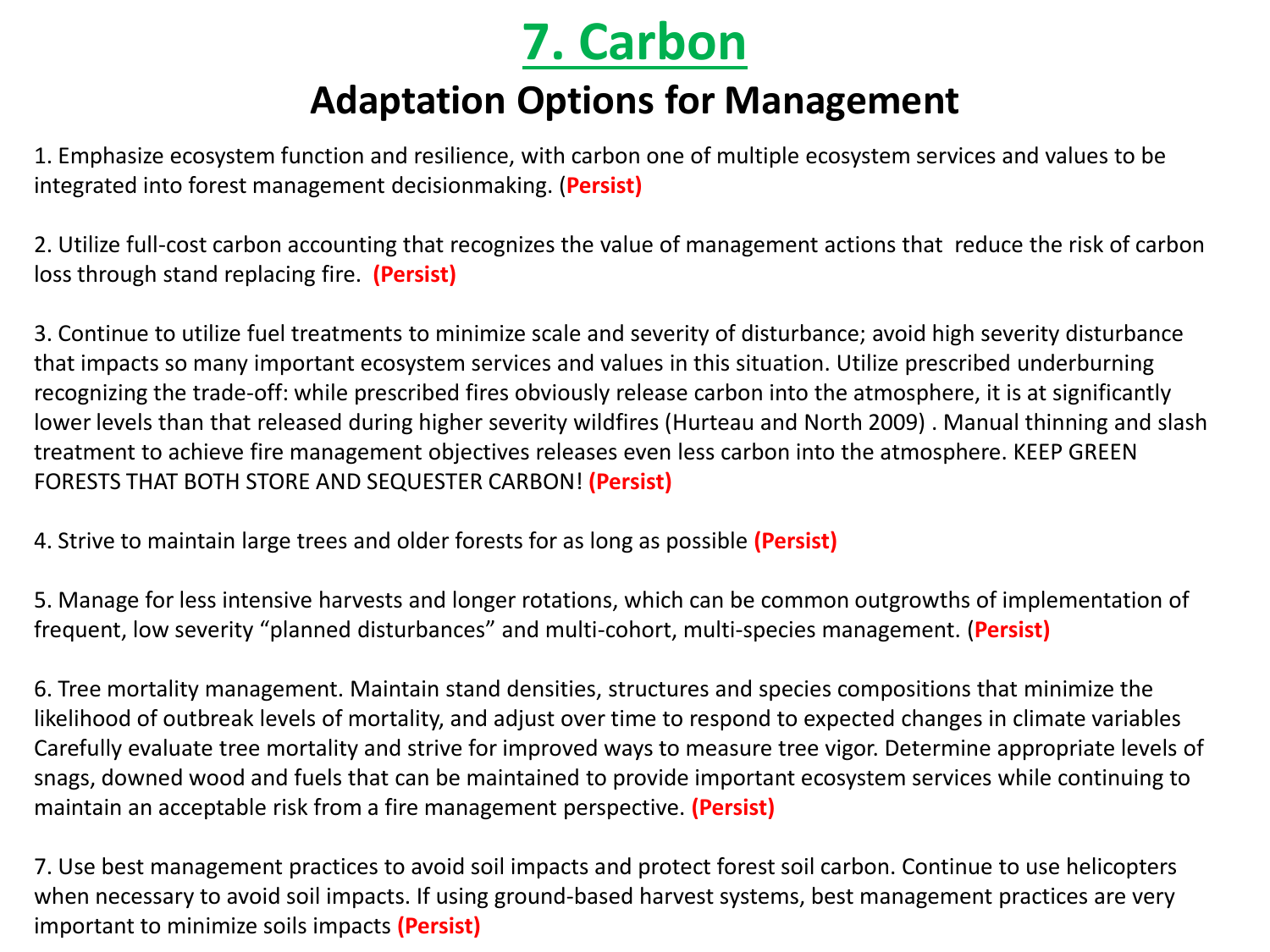# 7. Carbon

## Adaptation Options for Management

1. Emphasize ecosystem function and resilience, with carbon one of multiple ecosystem services and values to be integrated into forest management decisionmaking. (**Persist**)

2. Utilize full-cost carbon accounting that recognizes the value of management actions that reduce the risk of carbon loss through stand replacing fire. **(Persist)**

3. Continue to utilize fuel treatments to minimize scale and severity of disturbance; avoid high severity disturbance that impacts so many important ecosystem services and values in this situation. Utilize prescribed underburning recognizing the trade-off: while prescribed fires obviously release carbon into the atmosphere, it is at significantly lower levels than that released during higher severity wildfires (Hurteau and North 2009) . Manual thinning and slash treatment to achieve fire management objectives releases even less carbon into the atmosphere. KEEP GREEN FORESTS THAT BOTH STORE AND SEQUESTER CARBON! **(Persist)**

4. Strive to maintain large trees and older forests for as long as possible **(Persist)**

5. Manage for less intensive harvests and longer rotations, which can be common outgrowths of implementation of frequent, low severity "planned disturbances" and multi-cohort, multi-species management. (**Persist)**

6. Tree mortality management. Maintain stand densities, structures and species compositions that minimize the likelihood of outbreak levels of mortality, and adjust over time to respond to expected changes in climate variables Carefully evaluate tree mortality and strive for improved ways to measure tree vigor. Determine appropriate levels of snags, downed wood and fuels that can be maintained to provide important ecosystem services while continuing to maintain an acceptable risk from a fire management perspective. **(Persist)**

7. Use best management practices to avoid soil impacts and protect forest soil carbon. Continue to use helicopters when necessary to avoid soil impacts. If using ground-based harvest systems, best management practices are very important to minimize soils impacts **(Persist)**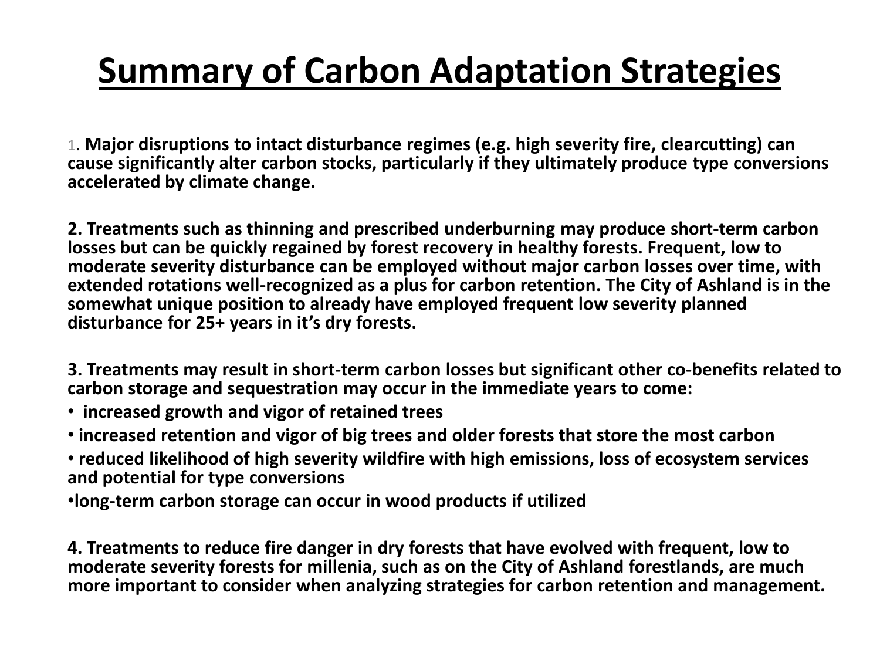# Summary of Carbon Adaptation Strategies

1. **Major disruptions to intact disturbance regimes (e.g. high severity fire, clearcutting) can cause significantly alter carbon stocks, particularly if they ultimately produce type conversions accelerated by climate change.**

**2. Treatments such as thinning and prescribed underburning may produce short-term carbon losses but can be quickly regained by forest recovery in healthy forests. Frequent, low to moderate severity disturbance can be employed without major carbon losses over time, with extended rotations well-recognized as a plus for carbon retention. The City of Ashland is in the somewhat unique position to already have employed frequent low severity planned disturbance for 25+ years in it's dry forests.**

**3. Treatments may result in short-term carbon losses but significant other co-benefits related to carbon storage and sequestration may occur in the immediate years to come:**

- **increased growth and vigor of retained trees**
- **increased retention and vigor of big trees and older forests that store the most carbon**
- **reduced likelihood of high severity wildfire with high emissions, loss of ecosystem services and potential for type conversions**
- **long-term carbon storage can occur in wood products if utilized**

**4. Treatments to reduce fire danger in dry forests that have evolved with frequent, low to moderate severity forests for millenia, such as on the City of Ashland forestlands, are much more important to consider when analyzing strategies for carbon retention and management.**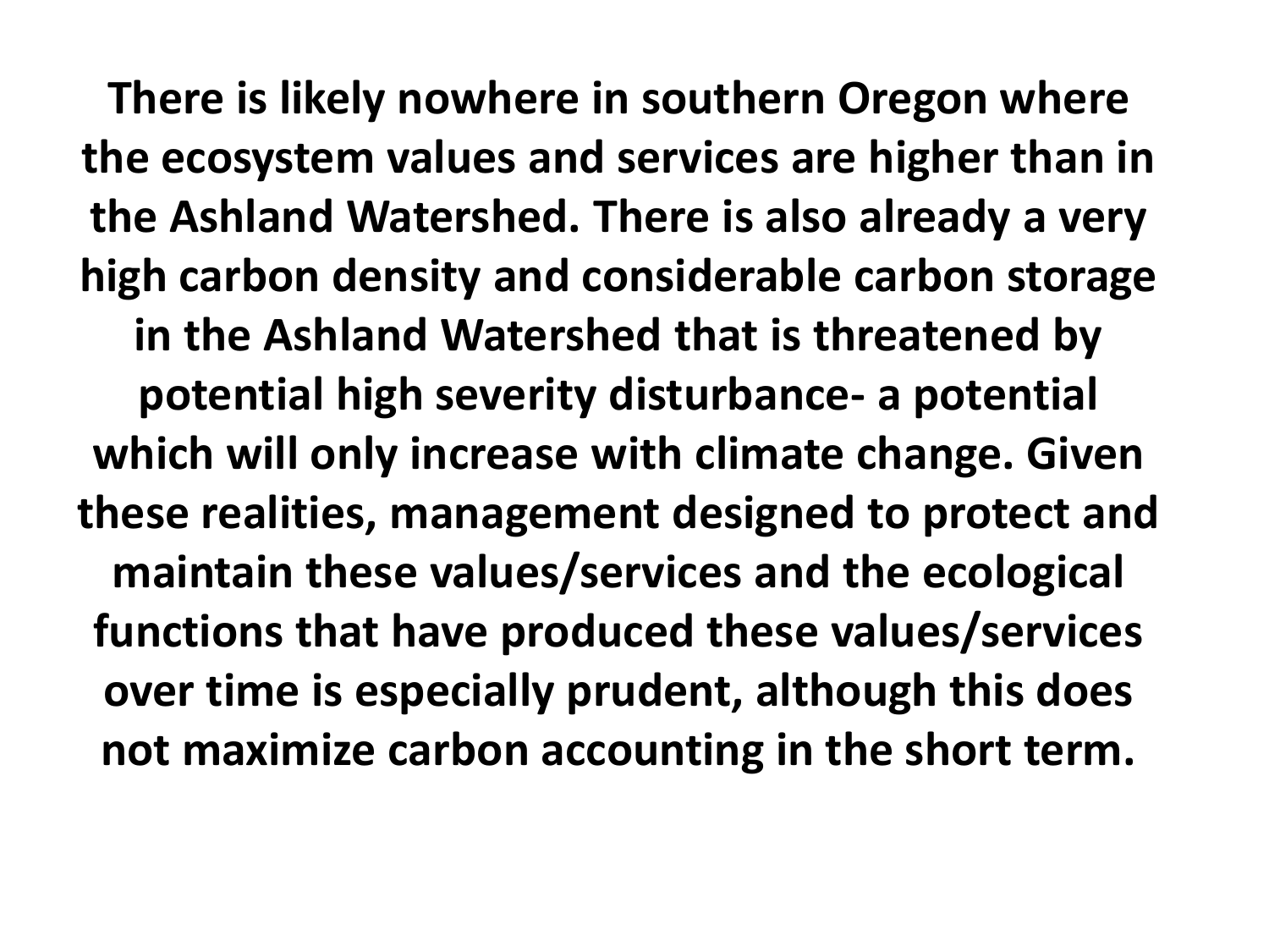**There is likely nowhere in southern Oregon where the ecosystem values and services are higher than in the Ashland Watershed. There is also already a very high carbon density and considerable carbon storage in the Ashland Watershed that is threatened by potential high severity disturbance- a potential which will only increase with climate change. Given these realities, management designed to protect and maintain these values/services and the ecological functions that have produced these values/services over time is especially prudent, although this does not maximize carbon accounting in the short term.**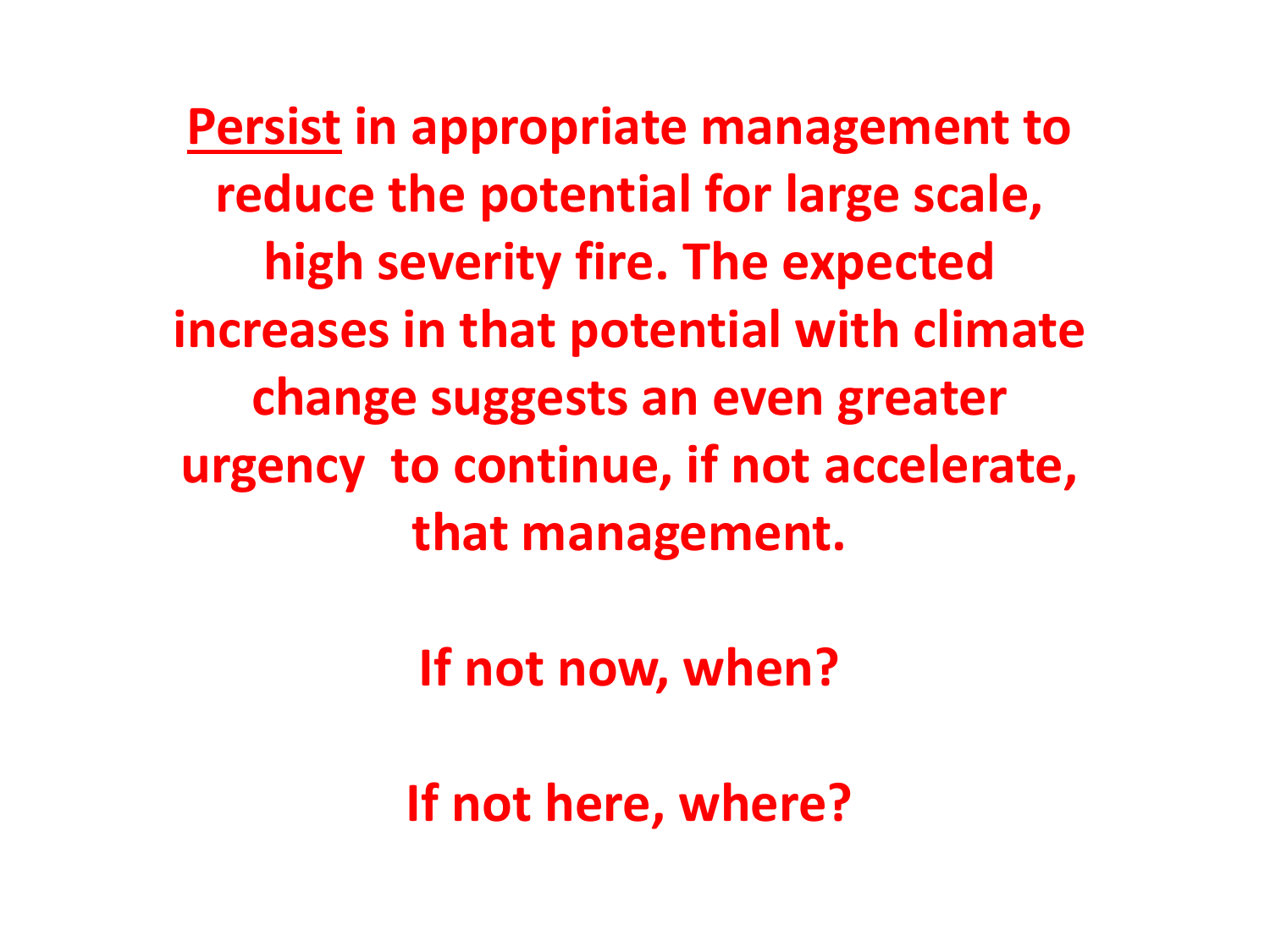**<u>Persist</u> in appropriate management to reduce the potential for large scale, high severity fire. The expected increases in that potential with climate change suggests an even greater urgency  to continue, if not accelerate, that management.**

**If not now, when?**

**If not here, where?**